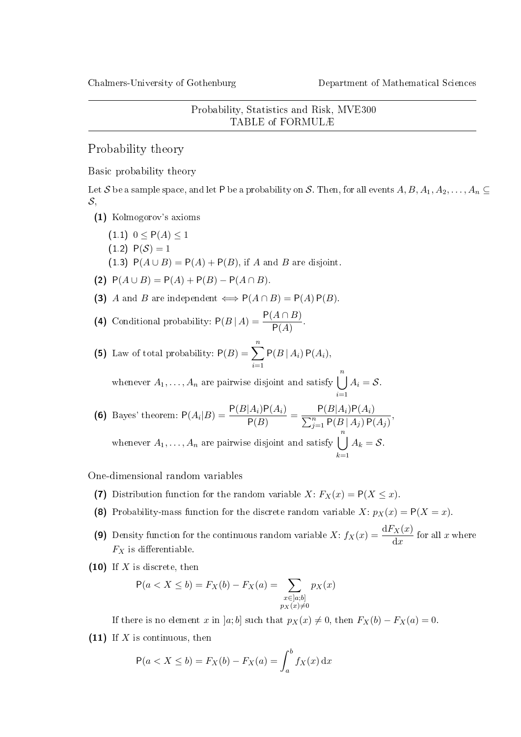Chalmers-University of Gothenburg — Department of Mathematical Sciences

Probability, Statistics and Risk, MVE300
TABLE of FORMULÆ

# Probability theory

## Basic probability theory

Let $\mathcal{S}$ be a sample space, and let $\mathsf{P}$ be a probability on $\mathcal{S}$. Then, for all events $A, B, A_1, A_2, \ldots, A_n \subseteq \mathcal{S}$,

**(1)** Kolmogorov's axioms

- (1.1) $0 \leq \mathsf{P}(A) \leq 1$
- (1.2) $\mathsf{P}(\mathcal{S}) = 1$
- (1.3) $\mathsf{P}(A \cup B) = \mathsf{P}(A) + \mathsf{P}(B)$, if $A$ and $B$ are disjoint.

**(2)** $\mathsf{P}(A \cup B) = \mathsf{P}(A) + \mathsf{P}(B) - \mathsf{P}(A \cap B)$.

**(3)** $A$ and $B$ are independent $\iff \mathsf{P}(A \cap B) = \mathsf{P}(A)\,\mathsf{P}(B)$.

**(4)** Conditional probability: $\mathsf{P}(B \mid A) = \dfrac{\mathsf{P}(A \cap B)}{\mathsf{P}(A)}$.

**(5)** Law of total probability: $\mathsf{P}(B) = \displaystyle\sum_{i=1}^{n} \mathsf{P}(B \mid A_i)\,\mathsf{P}(A_i)$,

whenever $A_1, \ldots, A_n$ are pairwise disjoint and satisfy $\displaystyle\bigcup_{i=1}^{n} A_i = \mathcal{S}$.

**(6)** Bayes' theorem: $\mathsf{P}(A_i|B) = \dfrac{\mathsf{P}(B|A_i)\mathsf{P}(A_i)}{\mathsf{P}(B)} = \dfrac{\mathsf{P}(B|A_i)\mathsf{P}(A_i)}{\sum_{j=1}^{n} \mathsf{P}(B \mid A_j)\,\mathsf{P}(A_j)}$,

whenever $A_1, \ldots, A_n$ are pairwise disjoint and satisfy $\displaystyle\bigcup_{k=1}^{n} A_k = \mathcal{S}$.

## One-dimensional random variables

**(7)** Distribution function for the random variable $X$: $F_X(x) = \mathsf{P}(X \leq x)$.

**(8)** Probability-mass function for the discrete random variable $X$: $p_X(x) = \mathsf{P}(X = x)$.

**(9)** Density function for the continuous random variable $X$: $f_X(x) = \dfrac{\mathrm{d}F_X(x)}{\mathrm{d}x}$ for all $x$ where $F_X$ is differentiable.

**(10)** If $X$ is discrete, then

$$\mathsf{P}(a < X \leq b) = F_X(b) - F_X(a) = \sum_{\substack{x \in ]a;b] \\ p_X(x) \neq 0}} p_X(x)$$

If there is no element $x$ in $]a;b]$ such that $p_X(x) \neq 0$, then $F_X(b) - F_X(a) = 0$.

**(11)** If $X$ is continuous, then

$$\mathsf{P}(a < X \leq b) = F_X(b) - F_X(a) = \int_a^b f_X(x)\,\mathrm{d}x$$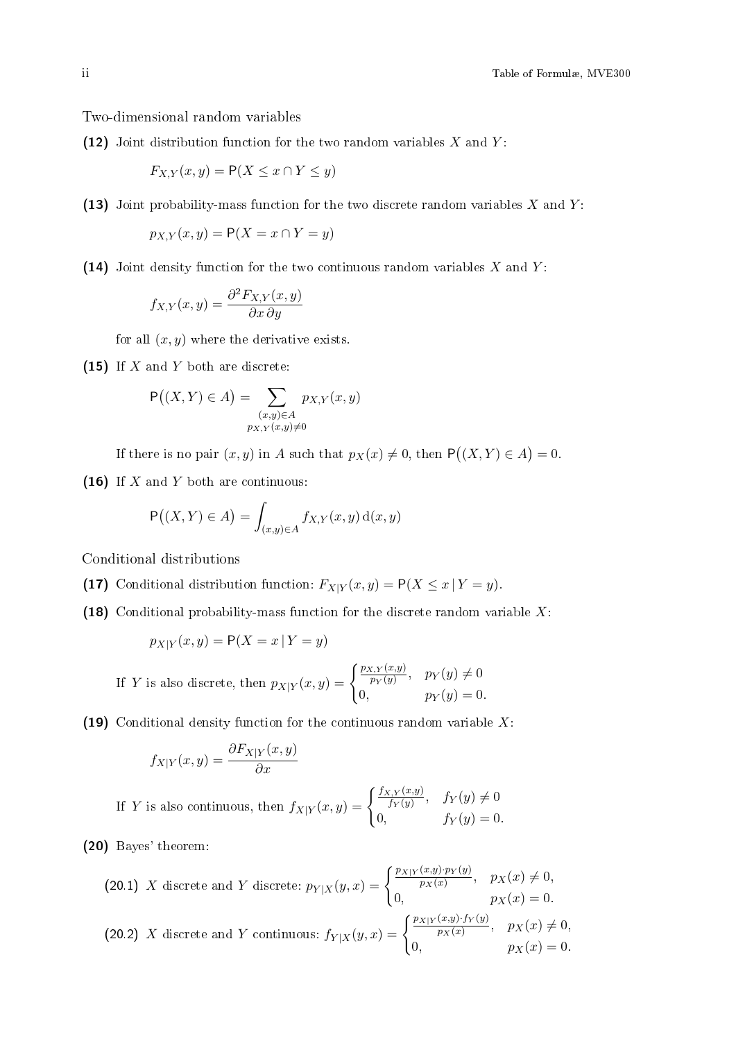Two-dimensional random variables

**(12)** Joint distribution function for the two random variables $X$ and $Y$:

$$F_{X,Y}(x, y) = \mathsf{P}(X \leq x \cap Y \leq y)$$

**(13)** Joint probability-mass function for the two discrete random variables $X$ and $Y$:

$$p_{X,Y}(x, y) = \mathsf{P}(X = x \cap Y = y)$$

**(14)** Joint density function for the two continuous random variables $X$ and $Y$:

$$f_{X,Y}(x, y) = \frac{\partial^2 F_{X,Y}(x, y)}{\partial x \, \partial y}$$

for all $(x, y)$ where the derivative exists.

**(15)** If $X$ and $Y$ both are discrete:

$$\mathsf{P}\big((X, Y) \in A\big) = \sum_{\substack{(x,y) \in A \\ p_{X,Y}(x,y) \neq 0}} p_{X,Y}(x, y)$$

If there is no pair $(x, y)$ in $A$ such that $p_X(x) \neq 0$, then $\mathsf{P}\big((X, Y) \in A\big) = 0$.

**(16)** If $X$ and $Y$ both are continuous:

$$\mathsf{P}\big((X, Y) \in A\big) = \int_{(x,y) \in A} f_{X,Y}(x, y) \, \mathrm{d}(x, y)$$

Conditional distributions

**(17)** Conditional distribution function: $F_{X|Y}(x, y) = \mathsf{P}(X \leq x \,|\, Y = y)$.

**(18)** Conditional probability-mass function for the discrete random variable $X$:

$$p_{X|Y}(x, y) = \mathsf{P}(X = x \,|\, Y = y)$$

If $Y$ is also discrete, then $p_{X|Y}(x, y) = \begin{cases} \frac{p_{X,Y}(x,y)}{p_Y(y)}, & p_Y(y) \neq 0 \\ 0, & p_Y(y) = 0. \end{cases}$

**(19)** Conditional density function for the continuous random variable $X$:

$$f_{X|Y}(x, y) = \frac{\partial F_{X|Y}(x, y)}{\partial x}$$

If $Y$ is also continuous, then $f_{X|Y}(x, y) = \begin{cases} \frac{f_{X,Y}(x,y)}{f_Y(y)}, & f_Y(y) \neq 0 \\ 0, & f_Y(y) = 0. \end{cases}$

**(20)** Bayes' theorem:

(20.1) $X$ discrete and $Y$ discrete: $p_{Y|X}(y, x) = \begin{cases} \frac{p_{X|Y}(x,y) \cdot p_Y(y)}{p_X(x)}, & p_X(x) \neq 0, \\ 0, & p_X(x) = 0. \end{cases}$

(20.2) $X$ discrete and $Y$ continuous: $f_{Y|X}(y, x) = \begin{cases} \frac{p_{X|Y}(x,y) \cdot f_Y(y)}{p_X(x)}, & p_X(x) \neq 0, \\ 0, & p_X(x) = 0. \end{cases}$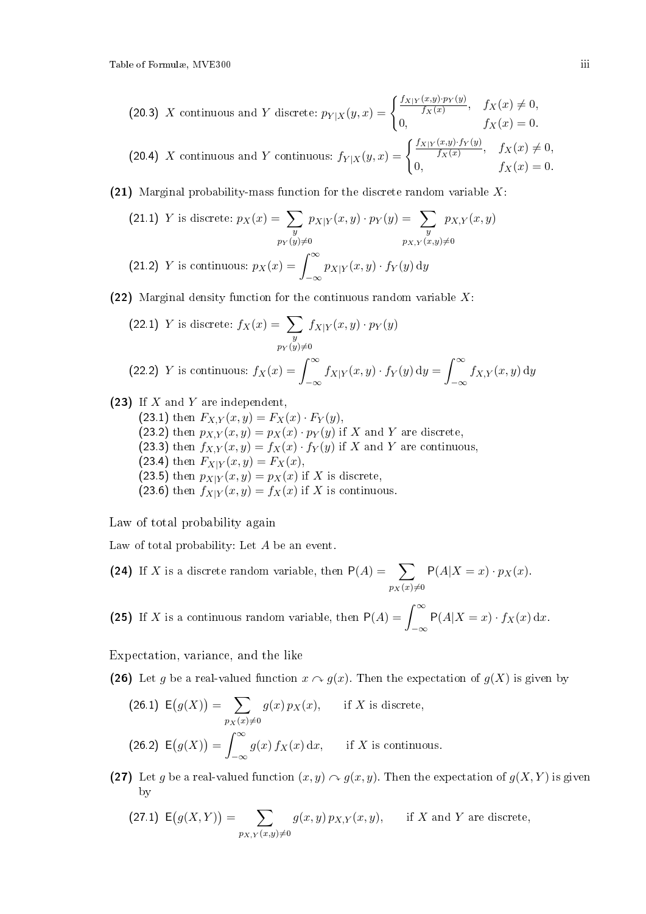(20.3) $X$ continuous and $Y$ discrete: $p_{Y|X}(y,x) = \begin{cases} \frac{f_{X|Y}(x,y)\cdot p_Y(y)}{f_X(x)}, & f_X(x) \neq 0, \\ 0, & f_X(x) = 0. \end{cases}$

(20.4) $X$ continuous and $Y$ continuous: $f_{Y|X}(y,x) = \begin{cases} \frac{f_{X|Y}(x,y)\cdot f_Y(y)}{f_X(x)}, & f_X(x) \neq 0, \\ 0, & f_X(x) = 0. \end{cases}$

**(21)** Marginal probability-mass function for the discrete random variable $X$:

(21.1) $Y$ is discrete: $p_X(x) = \sum_{\substack{y \\ p_Y(y)\neq 0}} p_{X|Y}(x,y)\cdot p_Y(y) = \sum_{\substack{y \\ p_{X,Y}(x,y)\neq 0}} p_{X,Y}(x,y)$

(21.2) $Y$ is continuous: $p_X(x) = \int_{-\infty}^{\infty} p_{X|Y}(x,y)\cdot f_Y(y)\,\mathrm{d}y$

**(22)** Marginal density function for the continuous random variable $X$:

(22.1) $Y$ is discrete: $f_X(x) = \sum_{\substack{y \\ p_Y(y)\neq 0}} f_{X|Y}(x,y)\cdot p_Y(y)$

(22.2) $Y$ is continuous: $f_X(x) = \int_{-\infty}^{\infty} f_{X|Y}(x,y)\cdot f_Y(y)\,\mathrm{d}y = \int_{-\infty}^{\infty} f_{X,Y}(x,y)\,\mathrm{d}y$

**(23)** If $X$ and $Y$ are independent,
(23.1) then $F_{X,Y}(x,y) = F_X(x)\cdot F_Y(y)$,
(23.2) then $p_{X,Y}(x,y) = p_X(x)\cdot p_Y(y)$ if $X$ and $Y$ are discrete,
(23.3) then $f_{X,Y}(x,y) = f_X(x)\cdot f_Y(y)$ if $X$ and $Y$ are continuous,
(23.4) then $F_{X|Y}(x,y) = F_X(x)$,
(23.5) then $p_{X|Y}(x,y) = p_X(x)$ if $X$ is discrete,
(23.6) then $f_{X|Y}(x,y) = f_X(x)$ if $X$ is continuous.

## Law of total probability again

Law of total probability: Let $A$ be an event.

**(24)** If $X$ is a discrete random variable, then $\mathsf{P}(A) = \sum_{p_X(x)\neq 0} \mathsf{P}(A|X=x)\cdot p_X(x)$.

**(25)** If $X$ is a continuous random variable, then $\mathsf{P}(A) = \int_{-\infty}^{\infty} \mathsf{P}(A|X=x)\cdot f_X(x)\,\mathrm{d}x$.

## Expectation, variance, and the like

**(26)** Let $g$ be a real-valued function $x \curvearrowright g(x)$. Then the expectation of $g(X)$ is given by

(26.1) $\mathsf{E}\big(g(X)\big) = \sum_{p_X(x)\neq 0} g(x)\,p_X(x)$, if $X$ is discrete,

(26.2) $\mathsf{E}\big(g(X)\big) = \int_{-\infty}^{\infty} g(x)\,f_X(x)\,\mathrm{d}x$, if $X$ is continuous.

**(27)** Let $g$ be a real-valued function $(x,y) \curvearrowright g(x,y)$. Then the expectation of $g(X,Y)$ is given by

(27.1) $\mathsf{E}\big(g(X,Y)\big) = \sum_{p_{X,Y}(x,y)\neq 0} g(x,y)\,p_{X,Y}(x,y)$, if $X$ and $Y$ are discrete,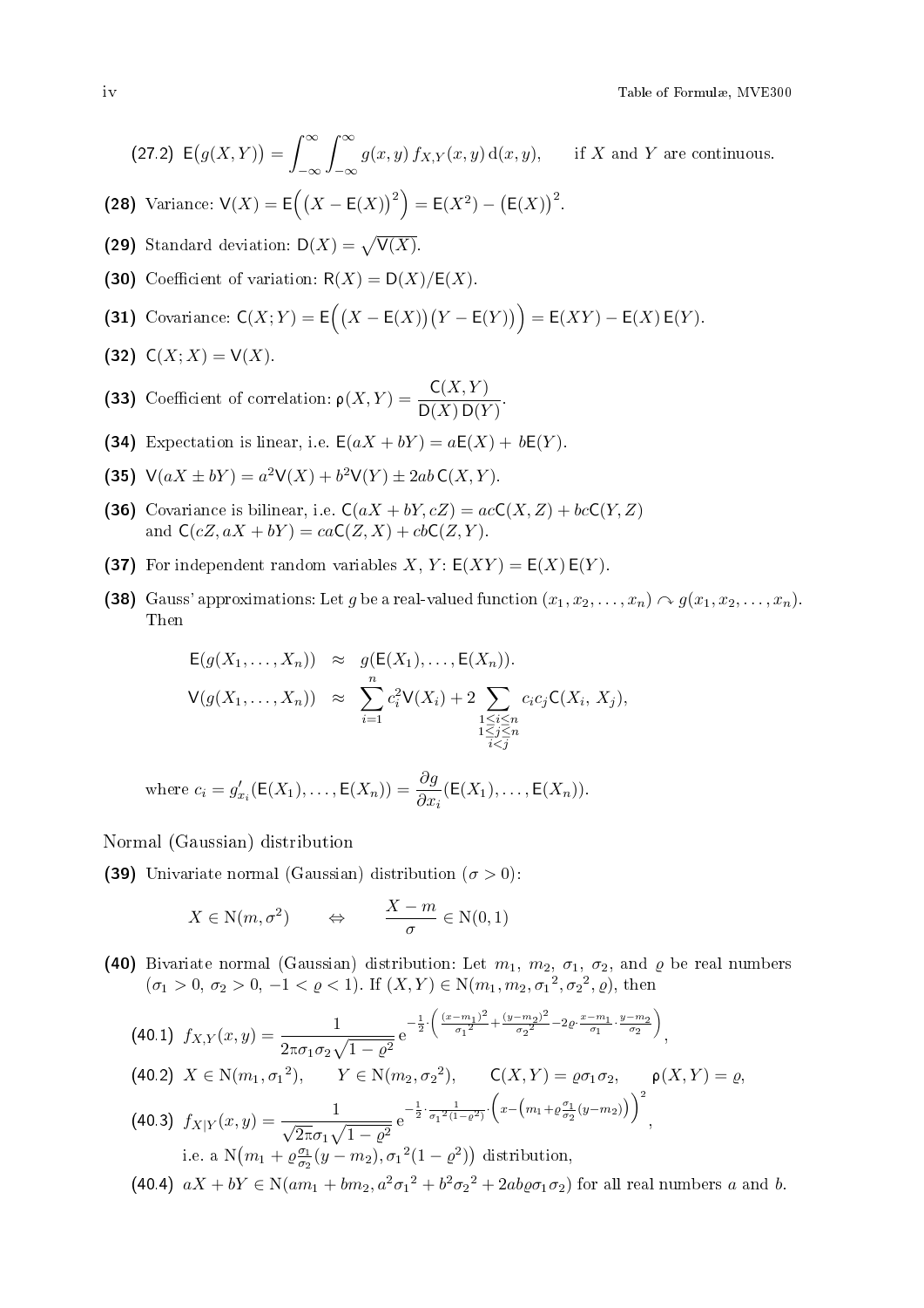(27.2) $\mathsf{E}\big(g(X,Y)\big) = \displaystyle\int_{-\infty}^{\infty}\int_{-\infty}^{\infty} g(x,y)\, f_{X,Y}(x,y)\,\mathrm{d}(x,y)$, if $X$ and $Y$ are continuous.

**(28)** Variance: $\mathsf{V}(X) = \mathsf{E}\Big(\big(X - \mathsf{E}(X)\big)^2\Big) = \mathsf{E}(X^2) - \big(\mathsf{E}(X)\big)^2$.

**(29)** Standard deviation: $\mathsf{D}(X) = \sqrt{\mathsf{V}(X)}$.

**(30)** Coefficient of variation: $\mathsf{R}(X) = \mathsf{D}(X)/\mathsf{E}(X)$.

**(31)** Covariance: $\mathsf{C}(X;Y) = \mathsf{E}\Big(\big(X - \mathsf{E}(X)\big)\big(Y - \mathsf{E}(Y)\big)\Big) = \mathsf{E}(XY) - \mathsf{E}(X)\,\mathsf{E}(Y)$.

**(32)** $\mathsf{C}(X;X) = \mathsf{V}(X)$.

**(33)** Coefficient of correlation: $\rho(X,Y) = \dfrac{\mathsf{C}(X,Y)}{\mathsf{D}(X)\,\mathsf{D}(Y)}$.

**(34)** Expectation is linear, i.e. $\mathsf{E}(aX + bY) = a\mathsf{E}(X) + b\mathsf{E}(Y)$.

**(35)** $\mathsf{V}(aX \pm bY) = a^2\mathsf{V}(X) + b^2\mathsf{V}(Y) \pm 2ab\,\mathsf{C}(X,Y)$.

**(36)** Covariance is bilinear, i.e. $\mathsf{C}(aX + bY, cZ) = ac\mathsf{C}(X,Z) + bc\mathsf{C}(Y,Z)$ and $\mathsf{C}(cZ, aX + bY) = ca\mathsf{C}(Z,X) + cb\mathsf{C}(Z,Y)$.

**(37)** For independent random variables $X$, $Y$: $\mathsf{E}(XY) = \mathsf{E}(X)\,\mathsf{E}(Y)$.

**(38)** Gauss' approximations: Let $g$ be a real-valued function $(x_1, x_2, \ldots, x_n) \curvearrowright g(x_1, x_2, \ldots, x_n)$. Then

$$
\begin{aligned}
\mathsf{E}(g(X_1,\ldots,X_n)) &\approx g(\mathsf{E}(X_1),\ldots,\mathsf{E}(X_n)).\\
\mathsf{V}(g(X_1,\ldots,X_n)) &\approx \sum_{i=1}^{n} c_i^2\mathsf{V}(X_i) + 2\sum_{\substack{1\le i\le n\\ 1\le j\le n\\ i<j}} c_i c_j \mathsf{C}(X_i,\, X_j),
\end{aligned}
$$

where $c_i = g'_{x_i}(\mathsf{E}(X_1),\ldots,\mathsf{E}(X_n)) = \dfrac{\partial g}{\partial x_i}(\mathsf{E}(X_1),\ldots,\mathsf{E}(X_n))$.

## Normal (Gaussian) distribution

**(39)** Univariate normal (Gaussian) distribution ($\sigma > 0$):

$$
X \in \mathrm{N}(m, \sigma^2) \qquad \Leftrightarrow \qquad \frac{X - m}{\sigma} \in \mathrm{N}(0,1)
$$

**(40)** Bivariate normal (Gaussian) distribution: Let $m_1$, $m_2$, $\sigma_1$, $\sigma_2$, and $\varrho$ be real numbers ($\sigma_1 > 0$, $\sigma_2 > 0$, $-1 < \varrho < 1$). If $(X,Y) \in \mathrm{N}(m_1, m_2, {\sigma_1}^2, {\sigma_2}^2, \varrho)$, then

(40.1) $f_{X,Y}(x,y) = \dfrac{1}{2\pi\sigma_1\sigma_2\sqrt{1-\varrho^2}}\,\mathrm{e}^{-\frac{1}{2}\cdot\left(\frac{(x-m_1)^2}{{\sigma_1}^2} + \frac{(y-m_2)^2}{{\sigma_2}^2} - 2\varrho\cdot\frac{x-m_1}{\sigma_1}\cdot\frac{y-m_2}{\sigma_2}\right)}$,

(40.2) $X \in \mathrm{N}(m_1, {\sigma_1}^2)$, $\quad Y \in \mathrm{N}(m_2, {\sigma_2}^2)$, $\quad \mathsf{C}(X,Y) = \varrho\sigma_1\sigma_2$, $\quad \rho(X,Y) = \varrho$,

(40.3) $f_{X|Y}(x,y) = \dfrac{1}{\sqrt{2\pi}\sigma_1\sqrt{1-\varrho^2}}\,\mathrm{e}^{-\frac{1}{2}\cdot\frac{1}{{\sigma_1}^2(1-\varrho^2)}\cdot\left(x - \left(m_1 + \varrho\frac{\sigma_1}{\sigma_2}(y - m_2)\right)\right)^2}$,
i.e. a $\mathrm{N}\big(m_1 + \varrho\frac{\sigma_1}{\sigma_2}(y - m_2), {\sigma_1}^2(1-\varrho^2)\big)$ distribution,

(40.4) $aX + bY \in \mathrm{N}(am_1 + bm_2, a^2{\sigma_1}^2 + b^2{\sigma_2}^2 + 2ab\varrho\sigma_1\sigma_2)$ for all real numbers $a$ and $b$.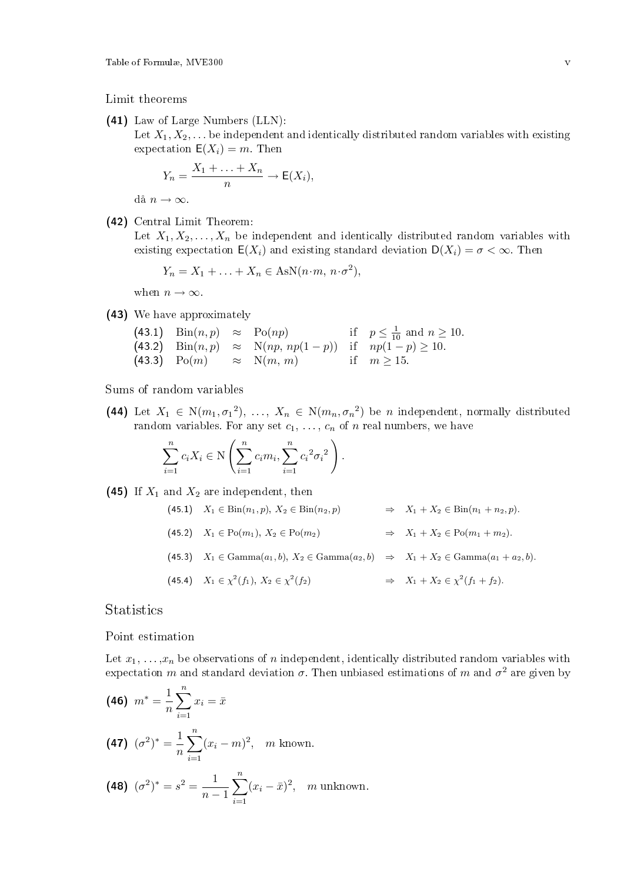### Limit theorems

**(41)** Law of Large Numbers (LLN):
Let $X_1, X_2, \ldots$ be independent and identically distributed random variables with existing expectation $\mathsf{E}(X_i) = m$. Then

$$Y_n = \frac{X_1 + \ldots + X_n}{n} \to \mathsf{E}(X_i),$$

då $n \to \infty$.

**(42)** Central Limit Theorem:
Let $X_1, X_2, \ldots, X_n$ be independent and identically distributed random variables with existing expectation $\mathsf{E}(X_i)$ and existing standard deviation $\mathsf{D}(X_i) = \sigma < \infty$. Then

$$Y_n = X_1 + \ldots + X_n \in \mathrm{AsN}(n \cdot m,\, n \cdot \sigma^2),$$

when $n \to \infty$.

**(43)** We have approximately

| | | | | |
|---|---|---|---|---|
| **(43.1)** | $\mathrm{Bin}(n,p)$ | $\approx$ $\mathrm{Po}(np)$ | if | $p \leq \frac{1}{10}$ and $n \geq 10$. |
| **(43.2)** | $\mathrm{Bin}(n,p)$ | $\approx$ $\mathrm{N}(np,\, np(1-p))$ | if | $np(1-p) \geq 10$. |
| **(43.3)** | $\mathrm{Po}(m)$ | $\approx$ $\mathrm{N}(m,\, m)$ | if | $m \geq 15$. |

### Sums of random variables

**(44)** Let $X_1 \in \mathrm{N}(m_1, {\sigma_1}^2),\ \ldots,\ X_n \in \mathrm{N}(m_n, {\sigma_n}^2)$ be $n$ independent, normally distributed random variables. For any set $c_1,\ \ldots,\ c_n$ of $n$ real numbers, we have

$$\sum_{i=1}^{n} c_i X_i \in \mathrm{N}\left(\sum_{i=1}^{n} c_i m_i, \sum_{i=1}^{n} {c_i}^2 {\sigma_i}^2\right).$$

**(45)** If $X_1$ and $X_2$ are independent, then

| | | | |
|---|---|---|---|
| **(45.1)** | $X_1 \in \mathrm{Bin}(n_1, p),\ X_2 \in \mathrm{Bin}(n_2, p)$ | $\Rightarrow$ | $X_1 + X_2 \in \mathrm{Bin}(n_1 + n_2, p)$. |
| **(45.2)** | $X_1 \in \mathrm{Po}(m_1),\ X_2 \in \mathrm{Po}(m_2)$ | $\Rightarrow$ | $X_1 + X_2 \in \mathrm{Po}(m_1 + m_2)$. |
| **(45.3)** | $X_1 \in \mathrm{Gamma}(a_1, b),\ X_2 \in \mathrm{Gamma}(a_2, b)$ | $\Rightarrow$ | $X_1 + X_2 \in \mathrm{Gamma}(a_1 + a_2, b)$. |
| **(45.4)** | $X_1 \in \chi^2(f_1),\ X_2 \in \chi^2(f_2)$ | $\Rightarrow$ | $X_1 + X_2 \in \chi^2(f_1 + f_2)$. |

## Statistics

### Point estimation

Let $x_1, \ldots, x_n$ be observations of $n$ independent, identically distributed random variables with expectation $m$ and standard deviation $\sigma$. Then unbiased estimations of $m$ and $\sigma^2$ are given by

**(46)** $m^* = \dfrac{1}{n}\displaystyle\sum_{i=1}^{n} x_i = \bar{x}$

**(47)** $(\sigma^2)^* = \dfrac{1}{n}\displaystyle\sum_{i=1}^{n} (x_i - m)^2, \quad m$ known.

**(48)** $(\sigma^2)^* = s^2 = \dfrac{1}{n-1}\displaystyle\sum_{i=1}^{n} (x_i - \bar{x})^2, \quad m$ unknown.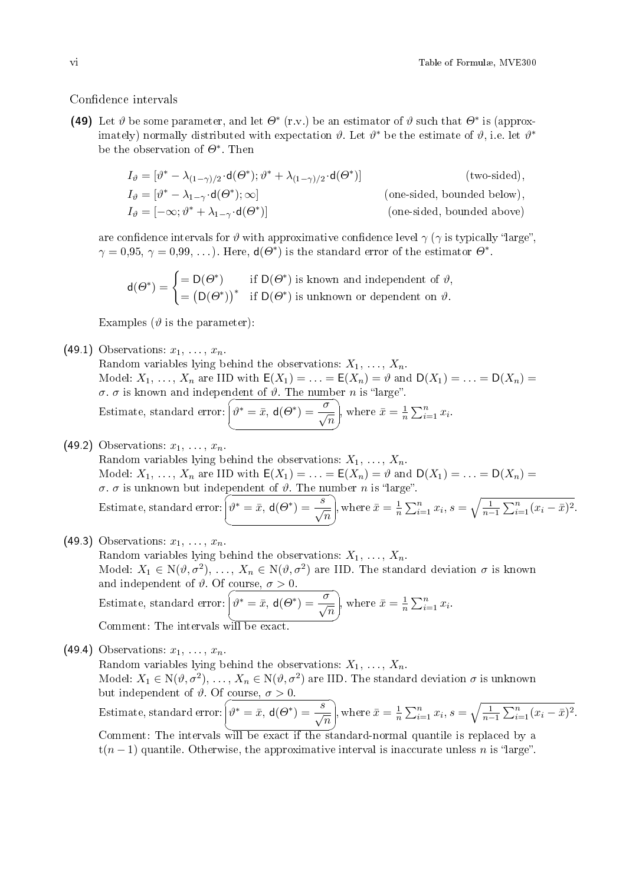## Confidence intervals

**(49)** Let $\vartheta$ be some parameter, and let $\Theta^*$ (r.v.) be an estimator of $\vartheta$ such that $\Theta^*$ is (approximately) normally distributed with expectation $\vartheta$. Let $\vartheta^*$ be the estimate of $\vartheta$, i.e. let $\vartheta^*$ be the observation of $\Theta^*$. Then

$$I_\vartheta = [\vartheta^* - \lambda_{(1-\gamma)/2} \cdot \mathsf{d}(\Theta^*); \vartheta^* + \lambda_{(1-\gamma)/2} \cdot \mathsf{d}(\Theta^*)] \qquad \text{(two-sided)},$$

$$I_\vartheta = [\vartheta^* - \lambda_{1-\gamma} \cdot \mathsf{d}(\Theta^*); \infty] \qquad \text{(one-sided, bounded below)},$$

$$I_\vartheta = [-\infty; \vartheta^* + \lambda_{1-\gamma} \cdot \mathsf{d}(\Theta^*)] \qquad \text{(one-sided, bounded above)}$$

are confidence intervals for $\vartheta$ with approximative confidence level $\gamma$ ($\gamma$ is typically "large", $\gamma = 0{,}95$, $\gamma = 0{,}99$, ...). Here, $\mathsf{d}(\Theta^*)$ is the standard error of the estimator $\Theta^*$.

$$\mathsf{d}(\Theta^*) = \begin{cases} = \mathsf{D}(\Theta^*) & \text{if } \mathsf{D}(\Theta^*) \text{ is known and independent of } \vartheta, \\ = \big(\mathsf{D}(\Theta^*)\big)^* & \text{if } \mathsf{D}(\Theta^*) \text{ is unknown or dependent on } \vartheta. \end{cases}$$

Examples ($\vartheta$ is the parameter):

**(49.1)** Observations: $x_1, \ldots, x_n$.
Random variables lying behind the observations: $X_1, \ldots, X_n$.
Model: $X_1, \ldots, X_n$ are IID with $\mathsf{E}(X_1) = \ldots = \mathsf{E}(X_n) = \vartheta$ and $\mathsf{D}(X_1) = \ldots = \mathsf{D}(X_n) = \sigma$. $\sigma$ is known and independent of $\vartheta$. The number $n$ is "large".
Estimate, standard error: $\vartheta^* = \bar{x}$, $\mathsf{d}(\Theta^*) = \dfrac{\sigma}{\sqrt{n}}$, where $\bar{x} = \frac{1}{n}\sum_{i=1}^n x_i$.

**(49.2)** Observations: $x_1, \ldots, x_n$.
Random variables lying behind the observations: $X_1, \ldots, X_n$.
Model: $X_1, \ldots, X_n$ are IID with $\mathsf{E}(X_1) = \ldots = \mathsf{E}(X_n) = \vartheta$ and $\mathsf{D}(X_1) = \ldots = \mathsf{D}(X_n) = \sigma$. $\sigma$ is unknown but independent of $\vartheta$. The number $n$ is "large".
Estimate, standard error: $\vartheta^* = \bar{x}$, $\mathsf{d}(\Theta^*) = \dfrac{s}{\sqrt{n}}$, where $\bar{x} = \frac{1}{n}\sum_{i=1}^n x_i$, $s = \sqrt{\frac{1}{n-1}\sum_{i=1}^n (x_i - \bar{x})^2}$.

**(49.3)** Observations: $x_1, \ldots, x_n$.
Random variables lying behind the observations: $X_1, \ldots, X_n$.
Model: $X_1 \in \mathrm{N}(\vartheta, \sigma^2), \ldots, X_n \in \mathrm{N}(\vartheta, \sigma^2)$ are IID. The standard deviation $\sigma$ is known and independent of $\vartheta$. Of course, $\sigma > 0$.
Estimate, standard error: $\vartheta^* = \bar{x}$, $\mathsf{d}(\Theta^*) = \dfrac{\sigma}{\sqrt{n}}$, where $\bar{x} = \frac{1}{n}\sum_{i=1}^n x_i$.
Comment: The intervals will be exact.

**(49.4)** Observations: $x_1, \ldots, x_n$.
Random variables lying behind the observations: $X_1, \ldots, X_n$.
Model: $X_1 \in \mathrm{N}(\vartheta, \sigma^2), \ldots, X_n \in \mathrm{N}(\vartheta, \sigma^2)$ are IID. The standard deviation $\sigma$ is unknown but independent of $\vartheta$. Of course, $\sigma > 0$.
Estimate, standard error: $\vartheta^* = \bar{x}$, $\mathsf{d}(\Theta^*) = \dfrac{s}{\sqrt{n}}$, where $\bar{x} = \frac{1}{n}\sum_{i=1}^n x_i$, $s = \sqrt{\frac{1}{n-1}\sum_{i=1}^n (x_i - \bar{x})^2}$.
Comment: The intervals will be exact if the standard-normal quantile is replaced by a $\mathrm{t}(n-1)$ quantile. Otherwise, the approximative interval is inaccurate unless $n$ is "large".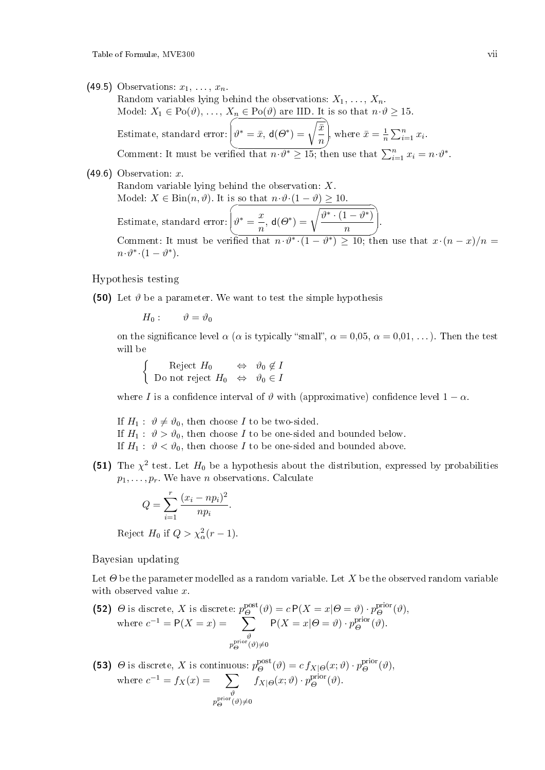**(49.5)** Observations: $x_1, \ldots, x_n$.
Random variables lying behind the observations: $X_1, \ldots, X_n$.
Model: $X_1 \in \mathrm{Po}(\vartheta), \ldots, X_n \in \mathrm{Po}(\vartheta)$ are IID. It is so that $n \cdot \vartheta \geq 15$.
Estimate, standard error: $\boxed{\vartheta^* = \bar{x},\ \mathsf{d}(\Theta^*) = \sqrt{\dfrac{\bar{x}}{n}}}$, where $\bar{x} = \frac{1}{n}\sum_{i=1}^{n} x_i$.
Comment: It must be verified that $n \cdot \vartheta^* \geq 15$; then use that $\sum_{i=1}^{n} x_i = n \cdot \vartheta^*$.

**(49.6)** Observation: $x$.
Random variable lying behind the observation: $X$.
Model: $X \in \mathrm{Bin}(n, \vartheta)$. It is so that $n \cdot \vartheta \cdot (1 - \vartheta) \geq 10$.
Estimate, standard error: $\boxed{\vartheta^* = \dfrac{x}{n},\ \mathsf{d}(\Theta^*) = \sqrt{\dfrac{\vartheta^* \cdot (1 - \vartheta^*)}{n}}}$.
Comment: It must be verified that $n \cdot \vartheta^* \cdot (1 - \vartheta^*) \geq 10$; then use that $x \cdot (n - x)/n = n \cdot \vartheta^* \cdot (1 - \vartheta^*)$.

## Hypothesis testing

**(50)** Let $\vartheta$ be a parameter. We want to test the simple hypothesis

$$H_0: \qquad \vartheta = \vartheta_0$$

on the significance level $\alpha$ ($\alpha$ is typically "small", $\alpha = 0{,}05$, $\alpha = 0{,}01$, ...). Then the test will be

$$\begin{cases} \text{Reject } H_0 & \Leftrightarrow \quad \vartheta_0 \notin I \\ \text{Do not reject } H_0 & \Leftrightarrow \quad \vartheta_0 \in I \end{cases}$$

where $I$ is a confidence interval of $\vartheta$ with (approximative) confidence level $1 - \alpha$.

If $H_1: \ \vartheta \neq \vartheta_0$, then choose $I$ to be two-sided.
If $H_1: \ \vartheta > \vartheta_0$, then choose $I$ to be one-sided and bounded below.
If $H_1: \ \vartheta < \vartheta_0$, then choose $I$ to be one-sided and bounded above.

**(51)** The $\chi^2$ test. Let $H_0$ be a hypothesis about the distribution, expressed by probabilities $p_1, \ldots, p_r$. We have $n$ observations. Calculate

$$Q = \sum_{i=1}^{r} \frac{(x_i - np_i)^2}{np_i}.$$

Reject $H_0$ if $Q > \chi^2_\alpha(r - 1)$.

## Bayesian updating

Let $\Theta$ be the parameter modelled as a random variable. Let $X$ be the observed random variable with observed value $x$.

**(52)** $\Theta$ is discrete, $X$ is discrete: $p_\Theta^{\text{post}}(\vartheta) = c\,\mathsf{P}(X = x | \Theta = \vartheta) \cdot p_\Theta^{\text{prior}}(\vartheta)$,
where $c^{-1} = \mathsf{P}(X = x) = \displaystyle\sum_{\substack{\vartheta \\ p_\Theta^{\text{prior}}(\vartheta) \neq 0}} \mathsf{P}(X = x | \Theta = \vartheta) \cdot p_\Theta^{\text{prior}}(\vartheta)$.

**(53)** $\Theta$ is discrete, $X$ is continuous: $p_\Theta^{\text{post}}(\vartheta) = c\, f_{X|\Theta}(x; \vartheta) \cdot p_\Theta^{\text{prior}}(\vartheta)$,
where $c^{-1} = f_X(x) = \displaystyle\sum_{\substack{\vartheta \\ p_\Theta^{\text{prior}}(\vartheta) \neq 0}} f_{X|\Theta}(x; \vartheta) \cdot p_\Theta^{\text{prior}}(\vartheta)$.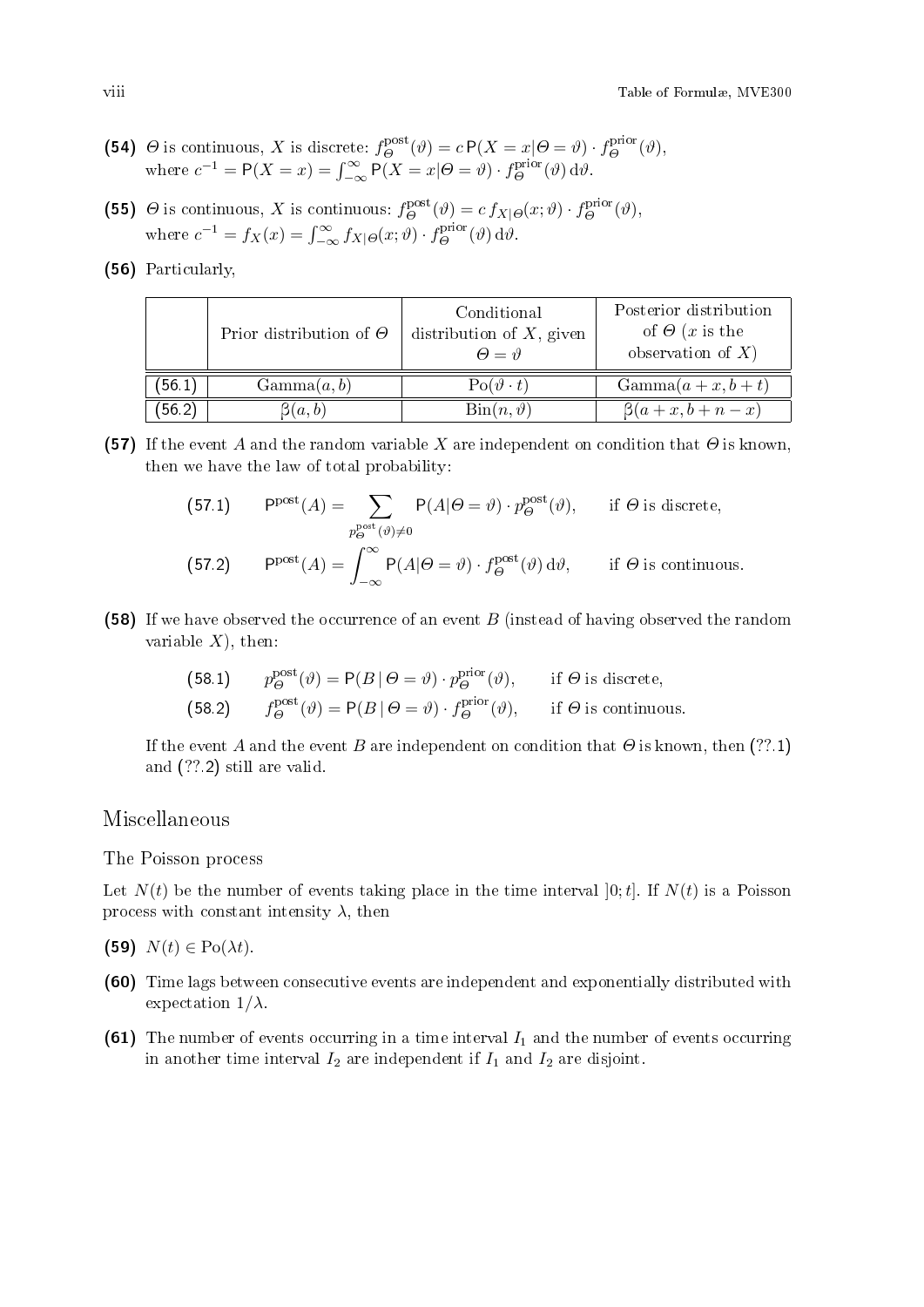**(54)** $\Theta$ is continuous, $X$ is discrete: $f_\Theta^{\text{post}}(\vartheta) = c\,\mathsf{P}(X = x|\Theta = \vartheta) \cdot f_\Theta^{\text{prior}}(\vartheta)$, where $c^{-1} = \mathsf{P}(X = x) = \int_{-\infty}^{\infty} \mathsf{P}(X = x|\Theta = \vartheta) \cdot f_\Theta^{\text{prior}}(\vartheta)\,\mathrm{d}\vartheta$.

**(55)** $\Theta$ is continuous, $X$ is continuous: $f_\Theta^{\text{post}}(\vartheta) = c\,f_{X|\Theta}(x;\vartheta) \cdot f_\Theta^{\text{prior}}(\vartheta)$, where $c^{-1} = f_X(x) = \int_{-\infty}^{\infty} f_{X|\Theta}(x;\vartheta) \cdot f_\Theta^{\text{prior}}(\vartheta)\,\mathrm{d}\vartheta$.

**(56)** Particularly,

| | Prior distribution of $\Theta$ | Conditional distribution of $X$, given $\Theta = \vartheta$ | Posterior distribution of $\Theta$ ($x$ is the observation of $X$) |
|---|---|---|---|
| (56.1) | $\text{Gamma}(a,b)$ | $\text{Po}(\vartheta \cdot t)$ | $\text{Gamma}(a+x, b+t)$ |
| (56.2) | $\beta(a,b)$ | $\text{Bin}(n,\vartheta)$ | $\beta(a+x, b+n-x)$ |

**(57)** If the event $A$ and the random variable $X$ are independent on condition that $\Theta$ is known, then we have the law of total probability:

(57.1) $$\mathsf{P}^{\text{post}}(A) = \sum_{p_\Theta^{\text{post}}(\vartheta) \neq 0} \mathsf{P}(A|\Theta = \vartheta) \cdot p_\Theta^{\text{post}}(\vartheta), \qquad \text{if } \Theta \text{ is discrete,}$$

(57.2) $$\mathsf{P}^{\text{post}}(A) = \int_{-\infty}^{\infty} \mathsf{P}(A|\Theta = \vartheta) \cdot f_\Theta^{\text{post}}(\vartheta)\,\mathrm{d}\vartheta, \qquad \text{if } \Theta \text{ is continuous.}$$

**(58)** If we have observed the occurrence of an event $B$ (instead of having observed the random variable $X$), then:

(58.1) $$p_\Theta^{\text{post}}(\vartheta) = \mathsf{P}(B \,|\, \Theta = \vartheta) \cdot p_\Theta^{\text{prior}}(\vartheta), \qquad \text{if } \Theta \text{ is discrete,}$$

(58.2) $$f_\Theta^{\text{post}}(\vartheta) = \mathsf{P}(B \,|\, \Theta = \vartheta) \cdot f_\Theta^{\text{prior}}(\vartheta), \qquad \text{if } \Theta \text{ is continuous.}$$

If the event $A$ and the event $B$ are independent on condition that $\Theta$ is known, then (??.1) and (??.2) still are valid.

## Miscellaneous

### The Poisson process

Let $N(t)$ be the number of events taking place in the time interval $]0;t]$. If $N(t)$ is a Poisson process with constant intensity $\lambda$, then

**(59)** $N(t) \in \text{Po}(\lambda t)$.

**(60)** Time lags between consecutive events are independent and exponentially distributed with expectation $1/\lambda$.

**(61)** The number of events occurring in a time interval $I_1$ and the number of events occurring in another time interval $I_2$ are independent if $I_1$ and $I_2$ are disjoint.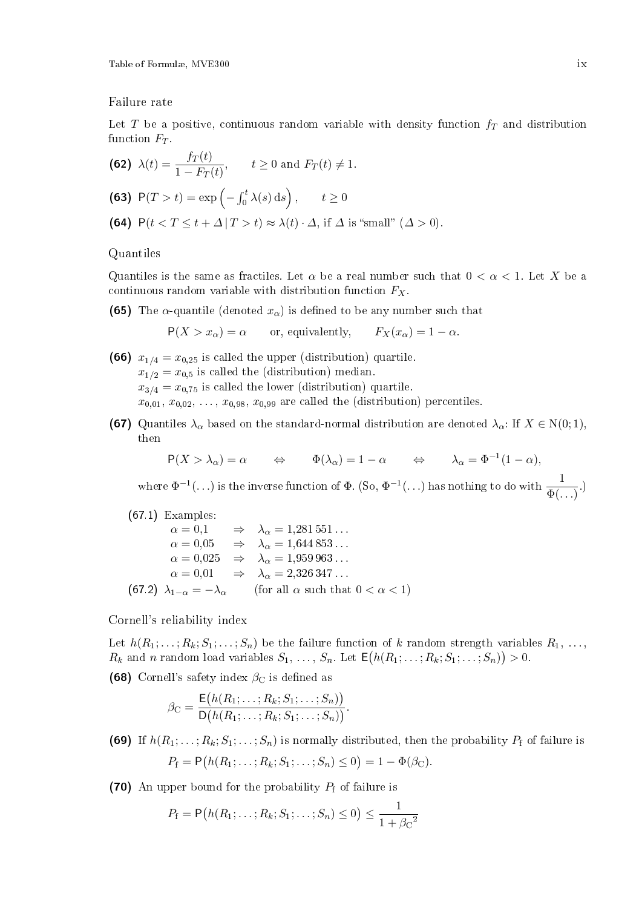## Failure rate

Let $T$ be a positive, continuous random variable with density function $f_T$ and distribution function $F_T$.

**(62)** $\lambda(t) = \dfrac{f_T(t)}{1 - F_T(t)}, \qquad t \geq 0 \text{ and } F_T(t) \neq 1.$

**(63)** $\mathsf{P}(T > t) = \exp\left(-\int_0^t \lambda(s)\,\mathrm{d}s\right), \qquad t \geq 0$

**(64)** $\mathsf{P}(t < T \leq t + \Delta \,|\, T > t) \approx \lambda(t) \cdot \Delta$, if $\Delta$ is "small" ($\Delta > 0$).

## Quantiles

Quantiles is the same as fractiles. Let $\alpha$ be a real number such that $0 < \alpha < 1$. Let $X$ be a continuous random variable with distribution function $F_X$.

**(65)** The $\alpha$-quantile (denoted $x_\alpha$) is defined to be any number such that

$$\mathsf{P}(X > x_\alpha) = \alpha \qquad \text{or, equivalently,} \qquad F_X(x_\alpha) = 1 - \alpha.$$

**(66)** $x_{1/4} = x_{0,25}$ is called the upper (distribution) quartile.
$x_{1/2} = x_{0,5}$ is called the (distribution) median.
$x_{3/4} = x_{0,75}$ is called the lower (distribution) quartile.
$x_{0,01}$, $x_{0,02}$, …, $x_{0,98}$, $x_{0,99}$ are called the (distribution) percentiles.

**(67)** Quantiles $\lambda_\alpha$ based on the standard-normal distribution are denoted $\lambda_\alpha$: If $X \in \mathrm{N}(0; 1)$, then

$$\mathsf{P}(X > \lambda_\alpha) = \alpha \qquad \Leftrightarrow \qquad \Phi(\lambda_\alpha) = 1 - \alpha \qquad \Leftrightarrow \qquad \lambda_\alpha = \Phi^{-1}(1 - \alpha),$$

where $\Phi^{-1}(\ldots)$ is the inverse function of $\Phi$. (So, $\Phi^{-1}(\ldots)$ has nothing to do with $\dfrac{1}{\Phi(\ldots)}$.)

**(67.1)** Examples:
$\alpha = 0{,}1 \quad \Rightarrow \quad \lambda_\alpha = 1{,}281\,551\ldots$
$\alpha = 0{,}05 \quad \Rightarrow \quad \lambda_\alpha = 1{,}644\,853\ldots$
$\alpha = 0{,}025 \quad \Rightarrow \quad \lambda_\alpha = 1{,}959\,963\ldots$
$\alpha = 0{,}01 \quad \Rightarrow \quad \lambda_\alpha = 2{,}326\,347\ldots$

**(67.2)** $\lambda_{1-\alpha} = -\lambda_\alpha \qquad$ (for all $\alpha$ such that $0 < \alpha < 1$)

## Cornell's reliability index

Let $h(R_1; \ldots; R_k; S_1; \ldots; S_n)$ be the failure function of $k$ random strength variables $R_1$, …, $R_k$ and $n$ random load variables $S_1$, …, $S_n$. Let $\mathsf{E}\big(h(R_1; \ldots; R_k; S_1; \ldots; S_n)\big) > 0$.

**(68)** Cornell's safety index $\beta_{\mathrm{C}}$ is defined as

$$\beta_{\mathrm{C}} = \frac{\mathsf{E}\big(h(R_1; \ldots; R_k; S_1; \ldots; S_n)\big)}{\mathsf{D}\big(h(R_1; \ldots; R_k; S_1; \ldots; S_n)\big)}.$$

**(69)** If $h(R_1; \ldots; R_k; S_1; \ldots; S_n)$ is normally distributed, then the probability $P_{\mathrm{f}}$ of failure is

$$P_{\mathrm{f}} = \mathsf{P}\big(h(R_1; \ldots; R_k; S_1; \ldots; S_n) \leq 0\big) = 1 - \Phi(\beta_{\mathrm{C}}).$$

**(70)** An upper bound for the probability $P_{\mathrm{f}}$ of failure is

$$P_{\mathrm{f}} = \mathsf{P}\big(h(R_1; \ldots; R_k; S_1; \ldots; S_n) \leq 0\big) \leq \frac{1}{1 + {\beta_{\mathrm{C}}}^2}$$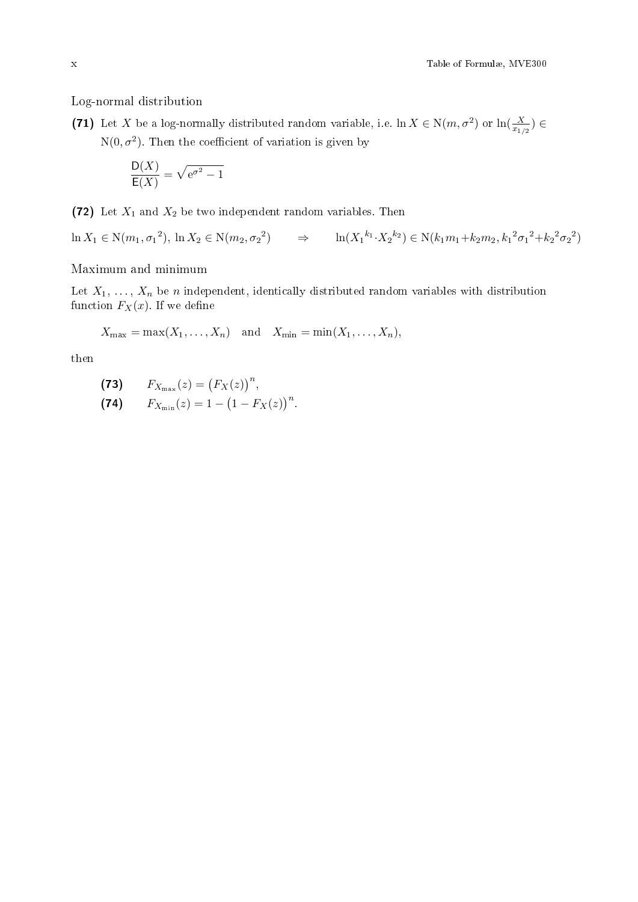## Log-normal distribution

**(71)** Let $X$ be a log-normally distributed random variable, i.e. $\ln X \in \mathrm{N}(m, \sigma^2)$ or $\ln(\frac{X}{x_{1/2}}) \in \mathrm{N}(0, \sigma^2)$. Then the coefficient of variation is given by

$$\frac{\mathsf{D}(X)}{\mathsf{E}(X)} = \sqrt{\mathrm{e}^{\sigma^2} - 1}$$

**(72)** Let $X_1$ and $X_2$ be two independent random variables. Then

$$\ln X_1 \in \mathrm{N}(m_1, {\sigma_1}^2),\ \ln X_2 \in \mathrm{N}(m_2, {\sigma_2}^2) \qquad \Rightarrow \qquad \ln({X_1}^{k_1} \cdot {X_2}^{k_2}) \in \mathrm{N}(k_1 m_1 + k_2 m_2, {k_1}^2 {\sigma_1}^2 + {k_2}^2 {\sigma_2}^2)$$

## Maximum and minimum

Let $X_1, \ldots, X_n$ be $n$ independent, identically distributed random variables with distribution function $F_X(x)$. If we define

$$X_{\max} = \max(X_1, \ldots, X_n) \quad \text{and} \quad X_{\min} = \min(X_1, \ldots, X_n),$$

then

**(73)** $\quad F_{X_{\max}}(z) = \big(F_X(z)\big)^n,$

**(74)** $\quad F_{X_{\min}}(z) = 1 - \big(1 - F_X(z)\big)^n.$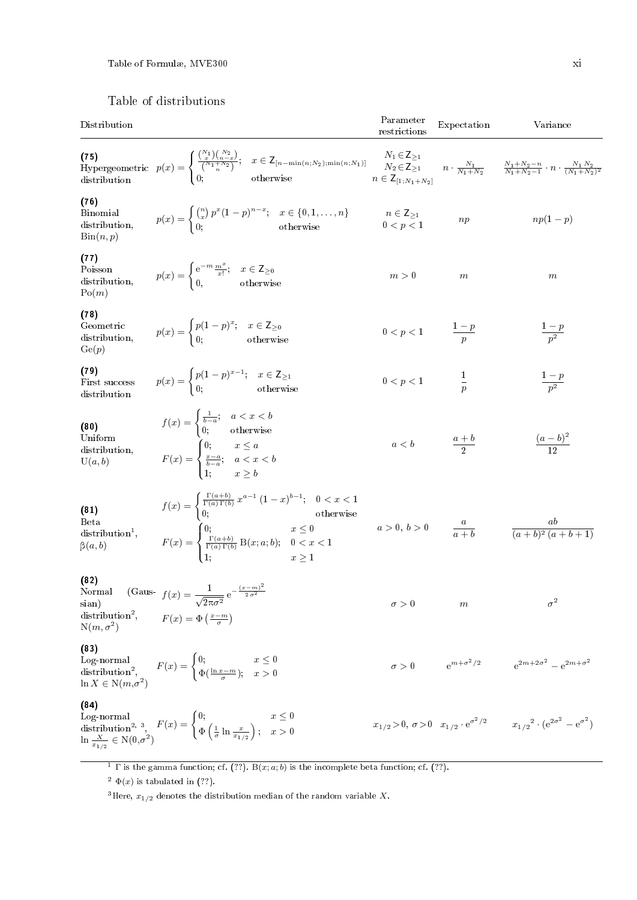## Table of distributions

| Distribution | | Parameter restrictions | Expectation | Variance |
|---|---|---|---|---|
| **(75)** Hypergeometric distribution | $p(x) = \begin{cases} \frac{\binom{N_1}{x}\binom{N_2}{n-x}}{\binom{N_1+N_2}{n}}; & x \in \mathsf{Z}_{[n-\min(n;N_2);\min(n;N_1)]} \\ 0; & \text{otherwise} \end{cases}$ | $N_1 \in \mathsf{Z}_{\geq 1}$ $N_2 \in \mathsf{Z}_{\geq 1}$ $n \in \mathsf{Z}_{[1;N_1+N_2]}$ | $n \cdot \frac{N_1}{N_1+N_2}$ | $\frac{N_1+N_2-n}{N_1+N_2-1} \cdot n \cdot \frac{N_1 N_2}{(N_1+N_2)^2}$ |
| **(76)** Binomial distribution, $\mathrm{Bin}(n,p)$ | $p(x) = \begin{cases} \binom{n}{x} p^x (1-p)^{n-x}; & x \in \{0,1,\ldots,n\} \\ 0; & \text{otherwise} \end{cases}$ | $n \in \mathsf{Z}_{\geq 1}$ $0 < p < 1$ | $np$ | $np(1-p)$ |
| **(77)** Poisson distribution, $\mathrm{Po}(m)$ | $p(x) = \begin{cases} \mathrm{e}^{-m} \frac{m^x}{x!}; & x \in \mathsf{Z}_{\geq 0} \\ 0, & \text{otherwise} \end{cases}$ | $m > 0$ | $m$ | $m$ |
| **(78)** Geometric distribution, $\mathrm{Ge}(p)$ | $p(x) = \begin{cases} p(1-p)^x; & x \in \mathsf{Z}_{\geq 0} \\ 0; & \text{otherwise} \end{cases}$ | $0 < p < 1$ | $\frac{1-p}{p}$ | $\frac{1-p}{p^2}$ |
| **(79)** First success distribution | $p(x) = \begin{cases} p(1-p)^{x-1}; & x \in \mathsf{Z}_{\geq 1} \\ 0; & \text{otherwise} \end{cases}$ | $0 < p < 1$ | $\frac{1}{p}$ | $\frac{1-p}{p^2}$ |
| **(80)** Uniform distribution, $\mathrm{U}(a,b)$ | $f(x) = \begin{cases} \frac{1}{b-a}; & a < x < b \\ 0; & \text{otherwise} \end{cases}$ $F(x) = \begin{cases} 0; & x \leq a \\ \frac{x-a}{b-a}; & a < x < b \\ 1; & x \geq b \end{cases}$ | $a < b$ | $\frac{a+b}{2}$ | $\frac{(a-b)^2}{12}$ |
| **(81)** Beta distribution[1], $\beta(a,b)$ | $f(x) = \begin{cases} \frac{\Gamma(a+b)}{\Gamma(a)\,\Gamma(b)}\, x^{a-1}\,(1-x)^{b-1}; & 0 < x < 1 \\ 0; & \text{otherwise} \end{cases}$ $F(x) = \begin{cases} 0; & x \leq 0 \\ \frac{\Gamma(a+b)}{\Gamma(a)\,\Gamma(b)}\,\mathrm{B}(x;a;b); & 0 < x < 1 \\ 1; & x \geq 1 \end{cases}$ | $a > 0,\ b > 0$ | $\frac{a}{a+b}$ | $\frac{ab}{(a+b)^2\,(a+b+1)}$ |
| **(82)** Normal (Gaussian) distribution[2], $\mathrm{N}(m, \sigma^2)$ | $f(x) = \frac{1}{\sqrt{2\pi\sigma^2}}\,\mathrm{e}^{-\frac{(x-m)^2}{2\sigma^2}}$ $F(x) = \Phi\left(\frac{x-m}{\sigma}\right)$ | $\sigma > 0$ | $m$ | $\sigma^2$ |
| **(83)** Log-normal distribution[2], $\ln X \in \mathrm{N}(m, \sigma^2)$ | $F(x) = \begin{cases} 0; & x \leq 0 \\ \Phi(\frac{\ln x - m}{\sigma}); & x > 0 \end{cases}$ | $\sigma > 0$ | $\mathrm{e}^{m+\sigma^2/2}$ | $\mathrm{e}^{2m+2\sigma^2} - \mathrm{e}^{2m+\sigma^2}$ |
| **(84)** Log-normal distribution[2, 3], $\ln \frac{X}{x_{1/2}} \in \mathrm{N}(0, \sigma^2)$ | $F(x) = \begin{cases} 0; & x \leq 0 \\ \Phi\left(\frac{1}{\sigma} \ln \frac{x}{x_{1/2}}\right); & x > 0 \end{cases}$ | $x_{1/2} > 0,\ \sigma > 0$ | $x_{1/2} \cdot \mathrm{e}^{\sigma^2/2}$ | ${x_{1/2}}^2 \cdot (\mathrm{e}^{2\sigma^2} - \mathrm{e}^{\sigma^2})$ |

[1] $\Gamma$ is the gamma function; cf. (??). $\mathrm{B}(x;a;b)$ is the incomplete beta function; cf. (??).

[2] $\Phi(x)$ is tabulated in (??).

[3] Here, $x_{1/2}$ denotes the distribution median of the random variable $X$.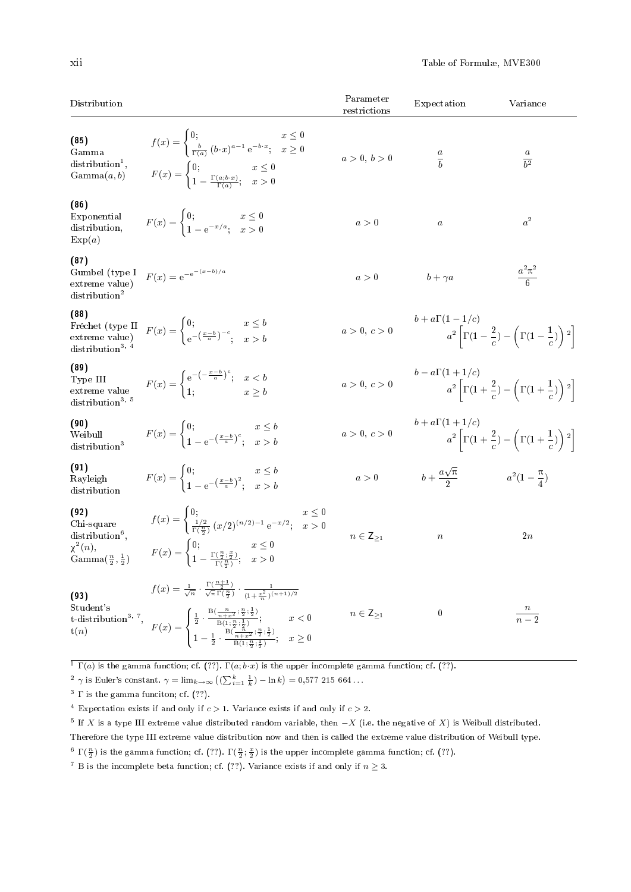| Distribution | | Parameter restrictions | Expectation | Variance |
|---|---|---|---|---|
| **(85)** Gamma distribution[1], $\mathrm{Gamma}(a,b)$ | $f(x)=\begin{cases}0; & x\le 0\\ \frac{b}{\Gamma(a)}\,(b\cdot x)^{a-1}\,\mathrm{e}^{-b\cdot x}; & x\ge 0\end{cases}$ $F(x)=\begin{cases}0; & x\le 0\\ 1-\frac{\Gamma(a;b\cdot x)}{\Gamma(a)}; & x>0\end{cases}$ | $a>0,\ b>0$ | $\frac{a}{b}$ | $\frac{a}{b^2}$ |
| **(86)** Exponential distribution, $\mathrm{Exp}(a)$ | $F(x)=\begin{cases}0; & x\le 0\\ 1-\mathrm{e}^{-x/a}; & x>0\end{cases}$ | $a>0$ | $a$ | $a^2$ |
| **(87)** Gumbel (type I extreme value) distribution[2] | $F(x)=\mathrm{e}^{-\mathrm{e}^{-(x-b)/a}}$ | $a>0$ | $b+\gamma a$ | $\frac{a^2\pi^2}{6}$ |
| **(88)** Fréchet (type II extreme value) distribution[3, 4] | $F(x)=\begin{cases}0; & x\le b\\ \mathrm{e}^{-\left(\frac{x-b}{a}\right)^{-c}}; & x>b\end{cases}$ | $a>0,\ c>0$ | $b+a\Gamma(1-1/c)$ | $a^2\left[\Gamma(1-\frac{2}{c})-\left(\Gamma(1-\frac{1}{c})\right)^2\right]$ |
| **(89)** Type III extreme value distribution[3, 5] | $F(x)=\begin{cases}\mathrm{e}^{-\left(-\frac{x-b}{a}\right)^{c}}; & x<b\\ 1; & x\ge b\end{cases}$ | $a>0,\ c>0$ | $b-a\Gamma(1+1/c)$ | $a^2\left[\Gamma(1+\frac{2}{c})-\left(\Gamma(1+\frac{1}{c})\right)^2\right]$ |
| **(90)** Weibull distribution[3] | $F(x)=\begin{cases}0; & x\le b\\ 1-\mathrm{e}^{-\left(\frac{x-b}{a}\right)^{c}}; & x>b\end{cases}$ | $a>0,\ c>0$ | $b+a\Gamma(1+1/c)$ | $a^2\left[\Gamma(1+\frac{2}{c})-\left(\Gamma(1+\frac{1}{c})\right)^2\right]$ |
| **(91)** Rayleigh distribution | $F(x)=\begin{cases}0; & x\le b\\ 1-\mathrm{e}^{-\left(\frac{x-b}{a}\right)^{2}}; & x>b\end{cases}$ | $a>0$ | $b+\frac{a\sqrt{\pi}}{2}$ | $a^2(1-\frac{\pi}{4})$ |
| **(92)** Chi-square distribution[6], $\chi^2(n)$, $\mathrm{Gamma}(\frac{n}{2},\frac{1}{2})$ | $f(x)=\begin{cases}0; & x\le 0\\ \frac{1/2}{\Gamma(\frac{n}{2})}\,(x/2)^{(n/2)-1}\,\mathrm{e}^{-x/2}; & x>0\end{cases}$ $F(x)=\begin{cases}0; & x\le 0\\ 1-\frac{\Gamma(\frac{n}{2};\frac{x}{2})}{\Gamma(\frac{n}{2})}; & x>0\end{cases}$ | $n\in\mathsf{Z}_{\ge 1}$ | $n$ | $2n$ |
| **(93)** Student's t-distribution[3, 7], $\mathrm{t}(n)$ | $f(x)=\frac{1}{\sqrt{n}}\cdot\frac{\Gamma(\frac{n+1}{2})}{\sqrt{\pi}\,\Gamma(\frac{n}{2})}\cdot\frac{1}{(1+\frac{x^2}{n})^{(n+1)/2}}$ $F(x)=\begin{cases}\frac{1}{2}\cdot\frac{\mathrm{B}(\frac{n}{n+x^2};\frac{n}{2};\frac{1}{2})}{\mathrm{B}(1;\frac{n}{2};\frac{1}{2})}; & x<0\\ 1-\frac{1}{2}\cdot\frac{\mathrm{B}(\frac{n}{n+x^2};\frac{n}{2};\frac{1}{2})}{\mathrm{B}(1;\frac{n}{2};\frac{1}{2})}; & x\ge 0\end{cases}$ | $n\in\mathsf{Z}_{\ge 1}$ | $0$ | $\frac{n}{n-2}$ |

[1] $\Gamma(a)$ is the gamma function; cf. (??). $\Gamma(a;b\cdot x)$ is the upper incomplete gamma function; cf. (??).

[2] $\gamma$ is Euler's constant. $\gamma=\lim_{k\to\infty}\left(\left(\sum_{i=1}^{k}\frac{1}{k}\right)-\ln k\right)=0{,}577\ 215\ 664\ldots$

[3] $\Gamma$ is the gamma funciton; cf. (??).

[4] Expectation exists if and only if $c>1$. Variance exists if and only if $c>2$.

[5] If $X$ is a type III extreme value distributed random variable, then $-X$ (i.e. the negative of $X$) is Weibull distributed. Therefore the type III extreme value distribution now and then is called the extreme value distribution of Weibull type.

[6] $\Gamma(\frac{n}{2})$ is the gamma function; cf. (??). $\Gamma(\frac{n}{2};\frac{x}{2})$ is the upper incomplete gamma function; cf. (??).

[7] B is the incomplete beta function; cf. (??). Variance exists if and only if $n\ge 3$.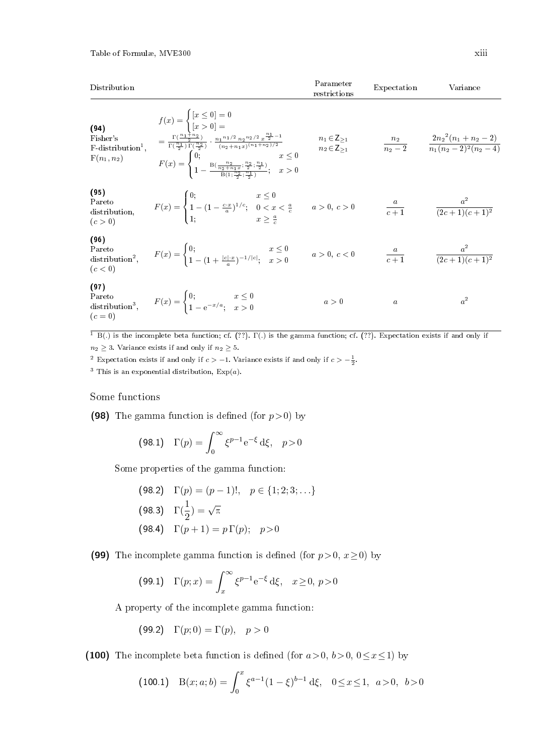| Distribution | | Parameter restrictions | Expectation | Variance |
|---|---|---|---|---|
| **(94)** Fisher's F-distribution[1], $\mathrm{F}(n_1, n_2)$ | $f(x) = \begin{cases} [x \le 0] = 0 \\ [x > 0] = \end{cases}$ $= \frac{\Gamma(\frac{n_1+n_2}{2})}{\Gamma(\frac{n_1}{2})\,\Gamma(\frac{n_2}{2})} \cdot \frac{n_1{}^{n_1/2}\, n_2{}^{n_2/2}\, x^{\frac{n_1}{2}-1}}{(n_2+n_1 x)^{(n_1+n_2)/2}}$ $F(x) = \begin{cases} 0; & x \le 0 \\ 1 - \frac{\mathrm{B}(\frac{n_2}{n_2+n_1 x}; \frac{n_2}{2}; \frac{n_1}{2})}{\mathrm{B}(1; \frac{n_2}{2}; \frac{n_1}{2})}; & x > 0 \end{cases}$ | $n_1 \in \mathsf{Z}_{\ge 1}$ $n_2 \in \mathsf{Z}_{\ge 1}$ | $\frac{n_2}{n_2-2}$ | $\frac{2{n_2}^2(n_1+n_2-2)}{n_1(n_2-2)^2(n_2-4)}$ |
| **(95)** Pareto distribution, $(c > 0)$ | $F(x) = \begin{cases} 0; & x \le 0 \\ 1 - (1 - \frac{c \cdot x}{a})^{1/c}; & 0 < x < \frac{a}{c} \\ 1; & x \ge \frac{a}{c} \end{cases}$ | $a > 0,\ c > 0$ | $\frac{a}{c+1}$ | $\frac{a^2}{(2c+1)(c+1)^2}$ |
| **(96)** Pareto distribution[2], $(c < 0)$ | $F(x) = \begin{cases} 0; & x \le 0 \\ 1 - (1 + \frac{\lvert c \rvert \cdot x}{a})^{-1/\lvert c \rvert}; & x > 0 \end{cases}$ | $a > 0,\ c < 0$ | $\frac{a}{c+1}$ | $\frac{a^2}{(2c+1)(c+1)^2}$ |
| **(97)** Pareto distribution[3], $(c = 0)$ | $F(x) = \begin{cases} 0; & x \le 0 \\ 1 - \mathrm{e}^{-x/a}; & x > 0 \end{cases}$ | $a > 0$ | $a$ | $a^2$ |

[1] B(.) is the incomplete beta function; cf. (??). Γ(.) is the gamma function; cf. (??). Expectation exists if and only if $n_2 \ge 3$. Variance exists if and only if $n_2 \ge 5$.

[2] Expectation exists if and only if $c > -1$. Variance exists if and only if $c > -\frac{1}{2}$.

[3] This is an exponential distribution, $\mathrm{Exp}(a)$.

## Some functions

**(98)** The gamma function is defined (for $p > 0$) by

$$\textsf{(98.1)} \quad \Gamma(p) = \int_0^\infty \xi^{p-1} \mathrm{e}^{-\xi}\, \mathrm{d}\xi, \quad p > 0$$

Some properties of the gamma function:

$$\textsf{(98.2)} \quad \Gamma(p) = (p-1)!, \quad p \in \{1; 2; 3; \ldots\}$$

$$\textsf{(98.3)} \quad \Gamma(\frac{1}{2}) = \sqrt{\pi}$$

$$\textsf{(98.4)} \quad \Gamma(p+1) = p\,\Gamma(p); \quad p > 0$$

**(99)** The incomplete gamma function is defined (for $p > 0$, $x \ge 0$) by

$$\textsf{(99.1)} \quad \Gamma(p; x) = \int_x^\infty \xi^{p-1} \mathrm{e}^{-\xi}\, \mathrm{d}\xi, \quad x \ge 0,\ p > 0$$

A property of the incomplete gamma function:

$$\textsf{(99.2)} \quad \Gamma(p; 0) = \Gamma(p), \quad p > 0$$

**(100)** The incomplete beta function is defined (for $a > 0$, $b > 0$, $0 \le x \le 1$) by

$$\textsf{(100.1)} \quad \mathrm{B}(x; a; b) = \int_0^x \xi^{a-1} (1-\xi)^{b-1}\, \mathrm{d}\xi, \quad 0 \le x \le 1,\ \ a > 0,\ \ b > 0$$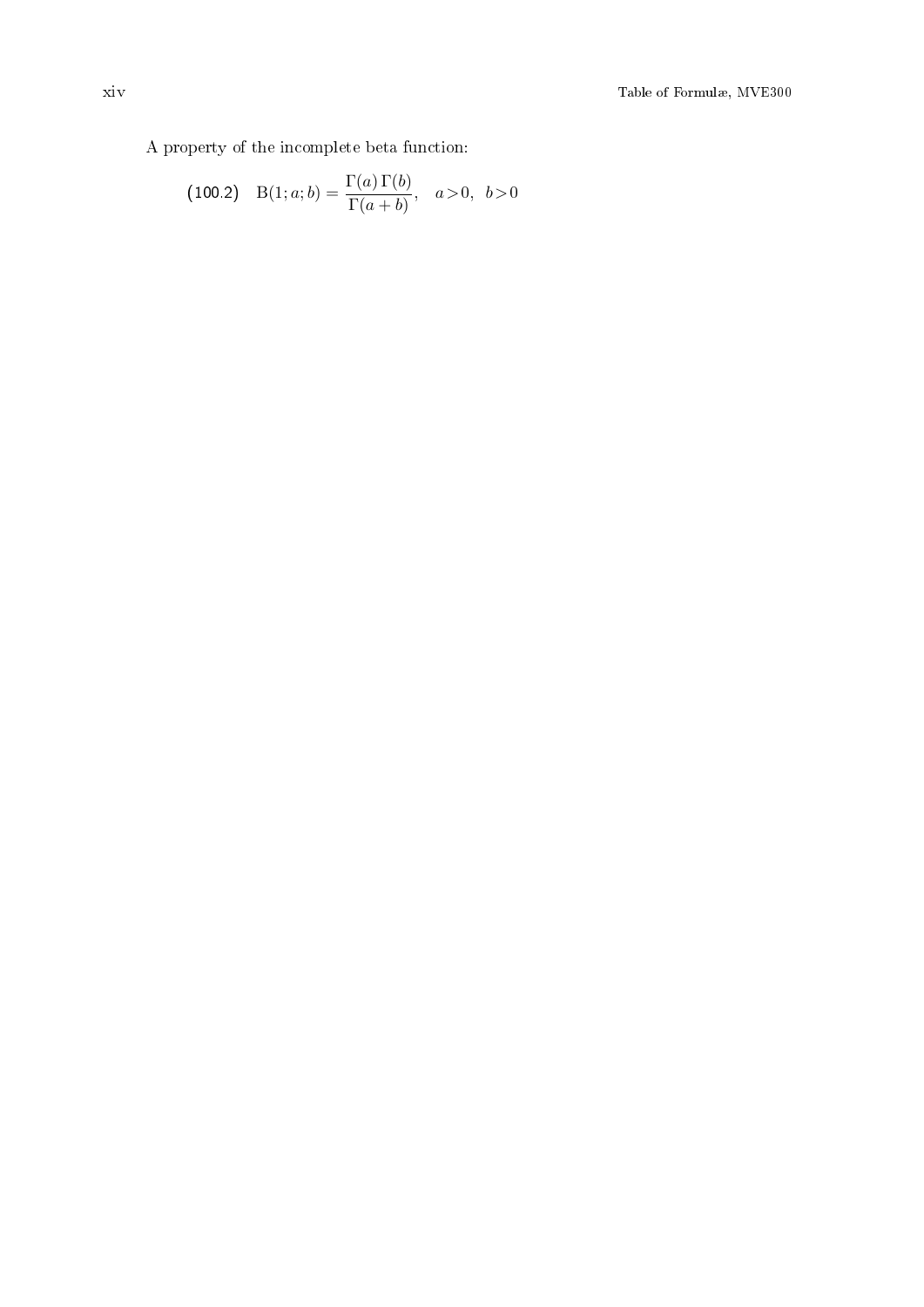A property of the incomplete beta function:

$$\text{(100.2)} \quad \mathrm{B}(1; a; b) = \frac{\Gamma(a)\,\Gamma(b)}{\Gamma(a+b)}, \quad a > 0, \;\; b > 0$$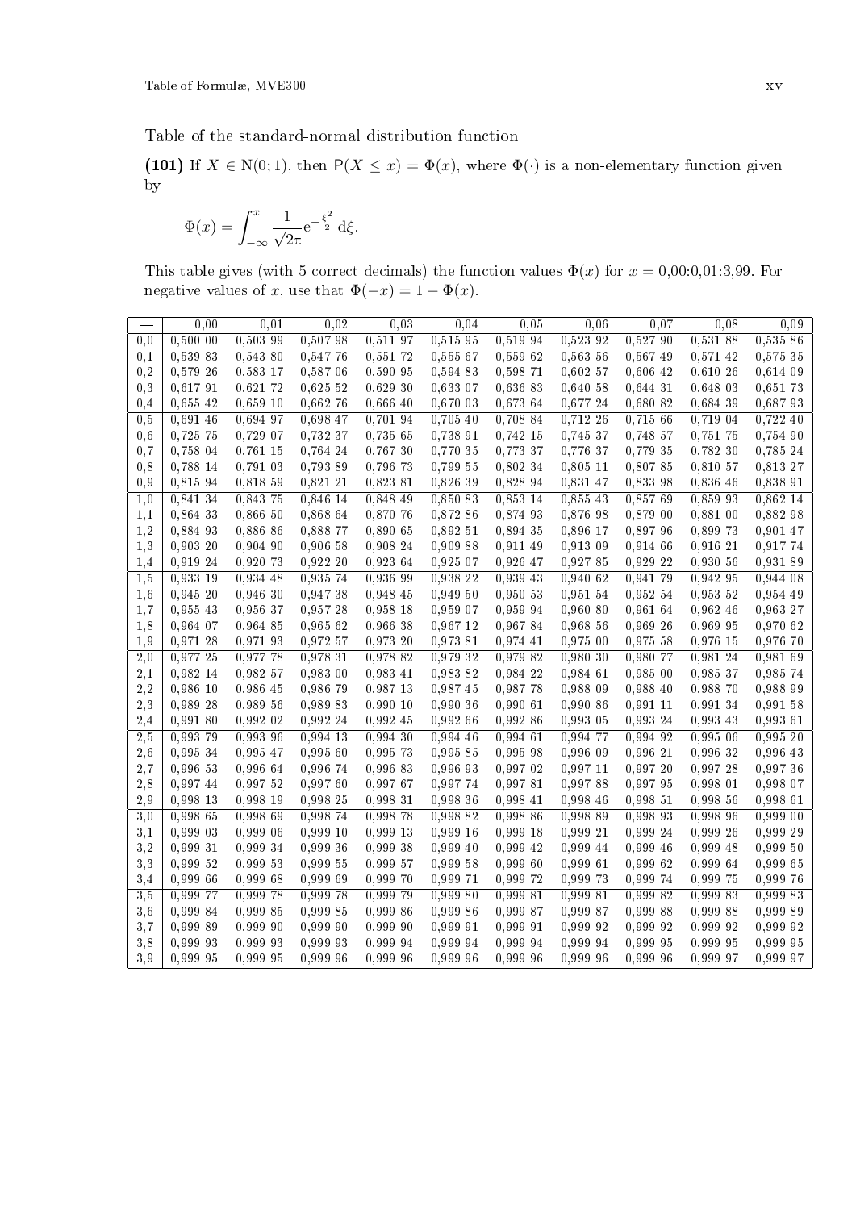Table of the standard-normal distribution function

**(101)** If $X \in \mathrm{N}(0;1)$, then $\mathsf{P}(X \leq x) = \Phi(x)$, where $\Phi(\cdot)$ is a non-elementary function given by

$$\Phi(x) = \int_{-\infty}^{x} \frac{1}{\sqrt{2\pi}} \mathrm{e}^{-\frac{\xi^2}{2}} \, \mathrm{d}\xi.$$

This table gives (with 5 correct decimals) the function values $\Phi(x)$ for $x = 0{,}00{:}0{,}01{:}3{,}99$. For negative values of $x$, use that $\Phi(-x) = 1 - \Phi(x)$.

| — | 0,00 | 0,01 | 0,02 | 0,03 | 0,04 | 0,05 | 0,06 | 0,07 | 0,08 | 0,09 |
|---|---|---|---|---|---|---|---|---|---|---|
| 0,0 | 0,500 00 | 0,503 99 | 0,507 98 | 0,511 97 | 0,515 95 | 0,519 94 | 0,523 92 | 0,527 90 | 0,531 88 | 0,535 86 |
| 0,1 | 0,539 83 | 0,543 80 | 0,547 76 | 0,551 72 | 0,555 67 | 0,559 62 | 0,563 56 | 0,567 49 | 0,571 42 | 0,575 35 |
| 0,2 | 0,579 26 | 0,583 17 | 0,587 06 | 0,590 95 | 0,594 83 | 0,598 71 | 0,602 57 | 0,606 42 | 0,610 26 | 0,614 09 |
| 0,3 | 0,617 91 | 0,621 72 | 0,625 52 | 0,629 30 | 0,633 07 | 0,636 83 | 0,640 58 | 0,644 31 | 0,648 03 | 0,651 73 |
| 0,4 | 0,655 42 | 0,659 10 | 0,662 76 | 0,666 40 | 0,670 03 | 0,673 64 | 0,677 24 | 0,680 82 | 0,684 39 | 0,687 93 |
| 0,5 | 0,691 46 | 0,694 97 | 0,698 47 | 0,701 94 | 0,705 40 | 0,708 84 | 0,712 26 | 0,715 66 | 0,719 04 | 0,722 40 |
| 0,6 | 0,725 75 | 0,729 07 | 0,732 37 | 0,735 65 | 0,738 91 | 0,742 15 | 0,745 37 | 0,748 57 | 0,751 75 | 0,754 90 |
| 0,7 | 0,758 04 | 0,761 15 | 0,764 24 | 0,767 30 | 0,770 35 | 0,773 37 | 0,776 37 | 0,779 35 | 0,782 30 | 0,785 24 |
| 0,8 | 0,788 14 | 0,791 03 | 0,793 89 | 0,796 73 | 0,799 55 | 0,802 34 | 0,805 11 | 0,807 85 | 0,810 57 | 0,813 27 |
| 0,9 | 0,815 94 | 0,818 59 | 0,821 21 | 0,823 81 | 0,826 39 | 0,828 94 | 0,831 47 | 0,833 98 | 0,836 46 | 0,838 91 |
| 1,0 | 0,841 34 | 0,843 75 | 0,846 14 | 0,848 49 | 0,850 83 | 0,853 14 | 0,855 43 | 0,857 69 | 0,859 93 | 0,862 14 |
| 1,1 | 0,864 33 | 0,866 50 | 0,868 64 | 0,870 76 | 0,872 86 | 0,874 93 | 0,876 98 | 0,879 00 | 0,881 00 | 0,882 98 |
| 1,2 | 0,884 93 | 0,886 86 | 0,888 77 | 0,890 65 | 0,892 51 | 0,894 35 | 0,896 17 | 0,897 96 | 0,899 73 | 0,901 47 |
| 1,3 | 0,903 20 | 0,904 90 | 0,906 58 | 0,908 24 | 0,909 88 | 0,911 49 | 0,913 09 | 0,914 66 | 0,916 21 | 0,917 74 |
| 1,4 | 0,919 24 | 0,920 73 | 0,922 20 | 0,923 64 | 0,925 07 | 0,926 47 | 0,927 85 | 0,929 22 | 0,930 56 | 0,931 89 |
| 1,5 | 0,933 19 | 0,934 48 | 0,935 74 | 0,936 99 | 0,938 22 | 0,939 43 | 0,940 62 | 0,941 79 | 0,942 95 | 0,944 08 |
| 1,6 | 0,945 20 | 0,946 30 | 0,947 38 | 0,948 45 | 0,949 50 | 0,950 53 | 0,951 54 | 0,952 54 | 0,953 52 | 0,954 49 |
| 1,7 | 0,955 43 | 0,956 37 | 0,957 28 | 0,958 18 | 0,959 07 | 0,959 94 | 0,960 80 | 0,961 64 | 0,962 46 | 0,963 27 |
| 1,8 | 0,964 07 | 0,964 85 | 0,965 62 | 0,966 38 | 0,967 12 | 0,967 84 | 0,968 56 | 0,969 26 | 0,969 95 | 0,970 62 |
| 1,9 | 0,971 28 | 0,971 93 | 0,972 57 | 0,973 20 | 0,973 81 | 0,974 41 | 0,975 00 | 0,975 58 | 0,976 15 | 0,976 70 |
| 2,0 | 0,977 25 | 0,977 78 | 0,978 31 | 0,978 82 | 0,979 32 | 0,979 82 | 0,980 30 | 0,980 77 | 0,981 24 | 0,981 69 |
| 2,1 | 0,982 14 | 0,982 57 | 0,983 00 | 0,983 41 | 0,983 82 | 0,984 22 | 0,984 61 | 0,985 00 | 0,985 37 | 0,985 74 |
| 2,2 | 0,986 10 | 0,986 45 | 0,986 79 | 0,987 13 | 0,987 45 | 0,987 78 | 0,988 09 | 0,988 40 | 0,988 70 | 0,988 99 |
| 2,3 | 0,989 28 | 0,989 56 | 0,989 83 | 0,990 10 | 0,990 36 | 0,990 61 | 0,990 86 | 0,991 11 | 0,991 34 | 0,991 58 |
| 2,4 | 0,991 80 | 0,992 02 | 0,992 24 | 0,992 45 | 0,992 66 | 0,992 86 | 0,993 05 | 0,993 24 | 0,993 43 | 0,993 61 |
| 2,5 | 0,993 79 | 0,993 96 | 0,994 13 | 0,994 30 | 0,994 46 | 0,994 61 | 0,994 77 | 0,994 92 | 0,995 06 | 0,995 20 |
| 2,6 | 0,995 34 | 0,995 47 | 0,995 60 | 0,995 73 | 0,995 85 | 0,995 98 | 0,996 09 | 0,996 21 | 0,996 32 | 0,996 43 |
| 2,7 | 0,996 53 | 0,996 64 | 0,996 74 | 0,996 83 | 0,996 93 | 0,997 02 | 0,997 11 | 0,997 20 | 0,997 28 | 0,997 36 |
| 2,8 | 0,997 44 | 0,997 52 | 0,997 60 | 0,997 67 | 0,997 74 | 0,997 81 | 0,997 88 | 0,997 95 | 0,998 01 | 0,998 07 |
| 2,9 | 0,998 13 | 0,998 19 | 0,998 25 | 0,998 31 | 0,998 36 | 0,998 41 | 0,998 46 | 0,998 51 | 0,998 56 | 0,998 61 |
| 3,0 | 0,998 65 | 0,998 69 | 0,998 74 | 0,998 78 | 0,998 82 | 0,998 86 | 0,998 89 | 0,998 93 | 0,998 96 | 0,999 00 |
| 3,1 | 0,999 03 | 0,999 06 | 0,999 10 | 0,999 13 | 0,999 16 | 0,999 18 | 0,999 21 | 0,999 24 | 0,999 26 | 0,999 29 |
| 3,2 | 0,999 31 | 0,999 34 | 0,999 36 | 0,999 38 | 0,999 40 | 0,999 42 | 0,999 44 | 0,999 46 | 0,999 48 | 0,999 50 |
| 3,3 | 0,999 52 | 0,999 53 | 0,999 55 | 0,999 57 | 0,999 58 | 0,999 60 | 0,999 61 | 0,999 62 | 0,999 64 | 0,999 65 |
| 3,4 | 0,999 66 | 0,999 68 | 0,999 69 | 0,999 70 | 0,999 71 | 0,999 72 | 0,999 73 | 0,999 74 | 0,999 75 | 0,999 76 |
| 3,5 | 0,999 77 | 0,999 78 | 0,999 78 | 0,999 79 | 0,999 80 | 0,999 81 | 0,999 81 | 0,999 82 | 0,999 83 | 0,999 83 |
| 3,6 | 0,999 84 | 0,999 85 | 0,999 85 | 0,999 86 | 0,999 86 | 0,999 87 | 0,999 87 | 0,999 88 | 0,999 88 | 0,999 89 |
| 3,7 | 0,999 89 | 0,999 90 | 0,999 90 | 0,999 90 | 0,999 91 | 0,999 91 | 0,999 92 | 0,999 92 | 0,999 92 | 0,999 92 |
| 3,8 | 0,999 93 | 0,999 93 | 0,999 93 | 0,999 94 | 0,999 94 | 0,999 94 | 0,999 94 | 0,999 95 | 0,999 95 | 0,999 95 |
| 3,9 | 0,999 95 | 0,999 95 | 0,999 96 | 0,999 96 | 0,999 96 | 0,999 96 | 0,999 96 | 0,999 96 | 0,999 97 | 0,999 97 |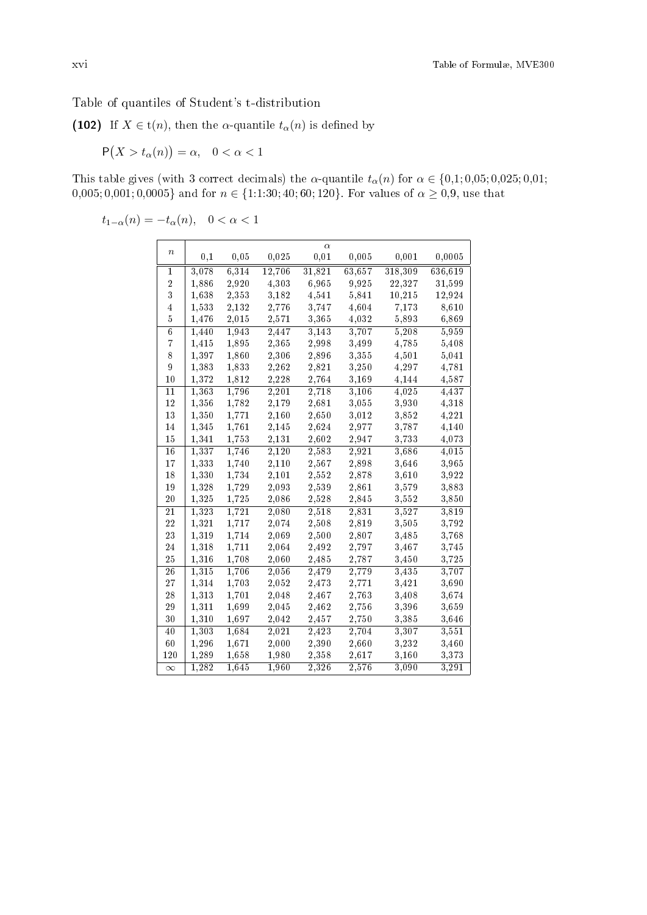Table of quantiles of Student's t-distribution

**(102)** If $X \in \mathrm{t}(n)$, then the $\alpha$-quantile $t_\alpha(n)$ is defined by

$$\mathsf{P}\big(X > t_\alpha(n)\big) = \alpha, \quad 0 < \alpha < 1$$

This table gives (with 3 correct decimals) the $\alpha$-quantile $t_\alpha(n)$ for $\alpha \in \{0{,}1; 0{,}05; 0{,}025; 0{,}01; 0{,}005; 0{,}001; 0{,}0005\}$ and for $n \in \{1{:}1{:}30; 40; 60; 120\}$. For values of $\alpha \geq 0{,}9$, use that

$$t_{1-\alpha}(n) = -t_\alpha(n), \quad 0 < \alpha < 1$$

| $n$ | $\alpha$ | | | | | | |
|---|---|---|---|---|---|---|---|
| | 0,1 | 0,05 | 0,025 | 0,01 | 0,005 | 0,001 | 0,0005 |
| 1 | 3,078 | 6,314 | 12,706 | 31,821 | 63,657 | 318,309 | 636,619 |
| 2 | 1,886 | 2,920 | 4,303 | 6,965 | 9,925 | 22,327 | 31,599 |
| 3 | 1,638 | 2,353 | 3,182 | 4,541 | 5,841 | 10,215 | 12,924 |
| 4 | 1,533 | 2,132 | 2,776 | 3,747 | 4,604 | 7,173 | 8,610 |
| 5 | 1,476 | 2,015 | 2,571 | 3,365 | 4,032 | 5,893 | 6,869 |
| 6 | 1,440 | 1,943 | 2,447 | 3,143 | 3,707 | 5,208 | 5,959 |
| 7 | 1,415 | 1,895 | 2,365 | 2,998 | 3,499 | 4,785 | 5,408 |
| 8 | 1,397 | 1,860 | 2,306 | 2,896 | 3,355 | 4,501 | 5,041 |
| 9 | 1,383 | 1,833 | 2,262 | 2,821 | 3,250 | 4,297 | 4,781 |
| 10 | 1,372 | 1,812 | 2,228 | 2,764 | 3,169 | 4,144 | 4,587 |
| 11 | 1,363 | 1,796 | 2,201 | 2,718 | 3,106 | 4,025 | 4,437 |
| 12 | 1,356 | 1,782 | 2,179 | 2,681 | 3,055 | 3,930 | 4,318 |
| 13 | 1,350 | 1,771 | 2,160 | 2,650 | 3,012 | 3,852 | 4,221 |
| 14 | 1,345 | 1,761 | 2,145 | 2,624 | 2,977 | 3,787 | 4,140 |
| 15 | 1,341 | 1,753 | 2,131 | 2,602 | 2,947 | 3,733 | 4,073 |
| 16 | 1,337 | 1,746 | 2,120 | 2,583 | 2,921 | 3,686 | 4,015 |
| 17 | 1,333 | 1,740 | 2,110 | 2,567 | 2,898 | 3,646 | 3,965 |
| 18 | 1,330 | 1,734 | 2,101 | 2,552 | 2,878 | 3,610 | 3,922 |
| 19 | 1,328 | 1,729 | 2,093 | 2,539 | 2,861 | 3,579 | 3,883 |
| 20 | 1,325 | 1,725 | 2,086 | 2,528 | 2,845 | 3,552 | 3,850 |
| 21 | 1,323 | 1,721 | 2,080 | 2,518 | 2,831 | 3,527 | 3,819 |
| 22 | 1,321 | 1,717 | 2,074 | 2,508 | 2,819 | 3,505 | 3,792 |
| 23 | 1,319 | 1,714 | 2,069 | 2,500 | 2,807 | 3,485 | 3,768 |
| 24 | 1,318 | 1,711 | 2,064 | 2,492 | 2,797 | 3,467 | 3,745 |
| 25 | 1,316 | 1,708 | 2,060 | 2,485 | 2,787 | 3,450 | 3,725 |
| 26 | 1,315 | 1,706 | 2,056 | 2,479 | 2,779 | 3,435 | 3,707 |
| 27 | 1,314 | 1,703 | 2,052 | 2,473 | 2,771 | 3,421 | 3,690 |
| 28 | 1,313 | 1,701 | 2,048 | 2,467 | 2,763 | 3,408 | 3,674 |
| 29 | 1,311 | 1,699 | 2,045 | 2,462 | 2,756 | 3,396 | 3,659 |
| 30 | 1,310 | 1,697 | 2,042 | 2,457 | 2,750 | 3,385 | 3,646 |
| 40 | 1,303 | 1,684 | 2,021 | 2,423 | 2,704 | 3,307 | 3,551 |
| 60 | 1,296 | 1,671 | 2,000 | 2,390 | 2,660 | 3,232 | 3,460 |
| 120 | 1,289 | 1,658 | 1,980 | 2,358 | 2,617 | 3,160 | 3,373 |
| $\infty$ | 1,282 | 1,645 | 1,960 | 2,326 | 2,576 | 3,090 | 3,291 |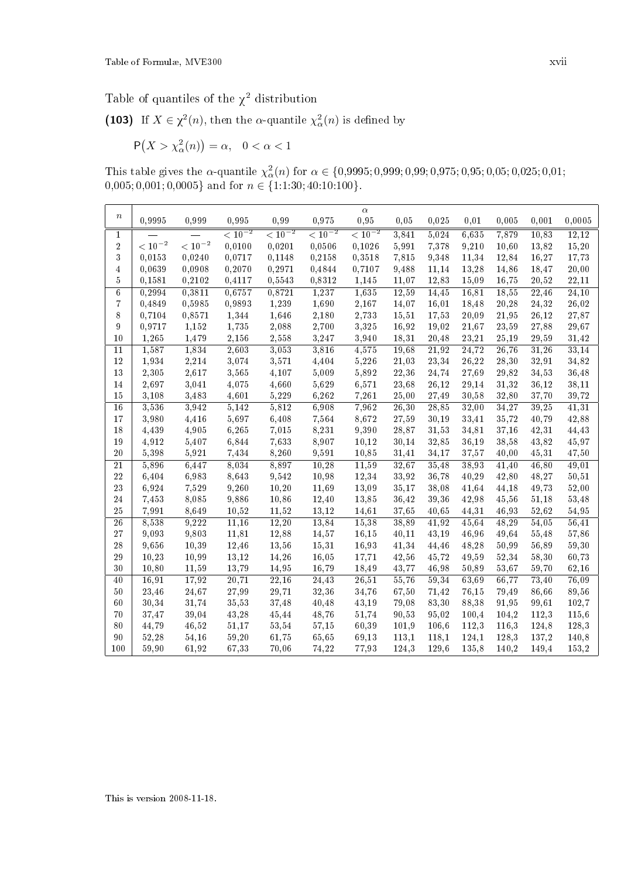Table of quantiles of the $\chi^2$ distribution

**(103)** If $X \in \chi^2(n)$, then the $\alpha$-quantile $\chi^2_\alpha(n)$ is defined by

$$\mathsf{P}\big(X > \chi^2_\alpha(n)\big) = \alpha, \quad 0 < \alpha < 1$$

This table gives the $\alpha$-quantile $\chi^2_\alpha(n)$ for $\alpha \in \{0{,}9995; 0{,}999; 0{,}99; 0{,}975; 0{,}95; 0{,}05; 0{,}025; 0{,}01; 0{,}005; 0{,}001; 0{,}0005\}$ and for $n \in \{1{:}1{:}30; 40{:}10{:}100\}$.

| $n$ | $\alpha$ | | | | | | | | | | | |
|---|---|---|---|---|---|---|---|---|---|---|---|---|
| | 0,9995 | 0,999 | 0,995 | 0,99 | 0,975 | 0,95 | 0,05 | 0,025 | 0,01 | 0,005 | 0,001 | 0,0005 |
| 1 | — | — | $< 10^{-2}$ | $< 10^{-2}$ | $< 10^{-2}$ | $< 10^{-2}$ | 3,841 | 5,024 | 6,635 | 7,879 | 10,83 | 12,12 |
| 2 | $< 10^{-2}$ | $< 10^{-2}$ | 0,0100 | 0,0201 | 0,0506 | 0,1026 | 5,991 | 7,378 | 9,210 | 10,60 | 13,82 | 15,20 |
| 3 | 0,0153 | 0,0240 | 0,0717 | 0,1148 | 0,2158 | 0,3518 | 7,815 | 9,348 | 11,34 | 12,84 | 16,27 | 17,73 |
| 4 | 0,0639 | 0,0908 | 0,2070 | 0,2971 | 0,4844 | 0,7107 | 9,488 | 11,14 | 13,28 | 14,86 | 18,47 | 20,00 |
| 5 | 0,1581 | 0,2102 | 0,4117 | 0,5543 | 0,8312 | 1,145 | 11,07 | 12,83 | 15,09 | 16,75 | 20,52 | 22,11 |
| 6 | 0,2994 | 0,3811 | 0,6757 | 0,8721 | 1,237 | 1,635 | 12,59 | 14,45 | 16,81 | 18,55 | 22,46 | 24,10 |
| 7 | 0,4849 | 0,5985 | 0,9893 | 1,239 | 1,690 | 2,167 | 14,07 | 16,01 | 18,48 | 20,28 | 24,32 | 26,02 |
| 8 | 0,7104 | 0,8571 | 1,344 | 1,646 | 2,180 | 2,733 | 15,51 | 17,53 | 20,09 | 21,95 | 26,12 | 27,87 |
| 9 | 0,9717 | 1,152 | 1,735 | 2,088 | 2,700 | 3,325 | 16,92 | 19,02 | 21,67 | 23,59 | 27,88 | 29,67 |
| 10 | 1,265 | 1,479 | 2,156 | 2,558 | 3,247 | 3,940 | 18,31 | 20,48 | 23,21 | 25,19 | 29,59 | 31,42 |
| 11 | 1,587 | 1,834 | 2,603 | 3,053 | 3,816 | 4,575 | 19,68 | 21,92 | 24,72 | 26,76 | 31,26 | 33,14 |
| 12 | 1,934 | 2,214 | 3,074 | 3,571 | 4,404 | 5,226 | 21,03 | 23,34 | 26,22 | 28,30 | 32,91 | 34,82 |
| 13 | 2,305 | 2,617 | 3,565 | 4,107 | 5,009 | 5,892 | 22,36 | 24,74 | 27,69 | 29,82 | 34,53 | 36,48 |
| 14 | 2,697 | 3,041 | 4,075 | 4,660 | 5,629 | 6,571 | 23,68 | 26,12 | 29,14 | 31,32 | 36,12 | 38,11 |
| 15 | 3,108 | 3,483 | 4,601 | 5,229 | 6,262 | 7,261 | 25,00 | 27,49 | 30,58 | 32,80 | 37,70 | 39,72 |
| 16 | 3,536 | 3,942 | 5,142 | 5,812 | 6,908 | 7,962 | 26,30 | 28,85 | 32,00 | 34,27 | 39,25 | 41,31 |
| 17 | 3,980 | 4,416 | 5,697 | 6,408 | 7,564 | 8,672 | 27,59 | 30,19 | 33,41 | 35,72 | 40,79 | 42,88 |
| 18 | 4,439 | 4,905 | 6,265 | 7,015 | 8,231 | 9,390 | 28,87 | 31,53 | 34,81 | 37,16 | 42,31 | 44,43 |
| 19 | 4,912 | 5,407 | 6,844 | 7,633 | 8,907 | 10,12 | 30,14 | 32,85 | 36,19 | 38,58 | 43,82 | 45,97 |
| 20 | 5,398 | 5,921 | 7,434 | 8,260 | 9,591 | 10,85 | 31,41 | 34,17 | 37,57 | 40,00 | 45,31 | 47,50 |
| 21 | 5,896 | 6,447 | 8,034 | 8,897 | 10,28 | 11,59 | 32,67 | 35,48 | 38,93 | 41,40 | 46,80 | 49,01 |
| 22 | 6,404 | 6,983 | 8,643 | 9,542 | 10,98 | 12,34 | 33,92 | 36,78 | 40,29 | 42,80 | 48,27 | 50,51 |
| 23 | 6,924 | 7,529 | 9,260 | 10,20 | 11,69 | 13,09 | 35,17 | 38,08 | 41,64 | 44,18 | 49,73 | 52,00 |
| 24 | 7,453 | 8,085 | 9,886 | 10,86 | 12,40 | 13,85 | 36,42 | 39,36 | 42,98 | 45,56 | 51,18 | 53,48 |
| 25 | 7,991 | 8,649 | 10,52 | 11,52 | 13,12 | 14,61 | 37,65 | 40,65 | 44,31 | 46,93 | 52,62 | 54,95 |
| 26 | 8,538 | 9,222 | 11,16 | 12,20 | 13,84 | 15,38 | 38,89 | 41,92 | 45,64 | 48,29 | 54,05 | 56,41 |
| 27 | 9,093 | 9,803 | 11,81 | 12,88 | 14,57 | 16,15 | 40,11 | 43,19 | 46,96 | 49,64 | 55,48 | 57,86 |
| 28 | 9,656 | 10,39 | 12,46 | 13,56 | 15,31 | 16,93 | 41,34 | 44,46 | 48,28 | 50,99 | 56,89 | 59,30 |
| 29 | 10,23 | 10,99 | 13,12 | 14,26 | 16,05 | 17,71 | 42,56 | 45,72 | 49,59 | 52,34 | 58,30 | 60,73 |
| 30 | 10,80 | 11,59 | 13,79 | 14,95 | 16,79 | 18,49 | 43,77 | 46,98 | 50,89 | 53,67 | 59,70 | 62,16 |
| 40 | 16,91 | 17,92 | 20,71 | 22,16 | 24,43 | 26,51 | 55,76 | 59,34 | 63,69 | 66,77 | 73,40 | 76,09 |
| 50 | 23,46 | 24,67 | 27,99 | 29,71 | 32,36 | 34,76 | 67,50 | 71,42 | 76,15 | 79,49 | 86,66 | 89,56 |
| 60 | 30,34 | 31,74 | 35,53 | 37,48 | 40,48 | 43,19 | 79,08 | 83,30 | 88,38 | 91,95 | 99,61 | 102,7 |
| 70 | 37,47 | 39,04 | 43,28 | 45,44 | 48,76 | 51,74 | 90,53 | 95,02 | 100,4 | 104,2 | 112,3 | 115,6 |
| 80 | 44,79 | 46,52 | 51,17 | 53,54 | 57,15 | 60,39 | 101,9 | 106,6 | 112,3 | 116,3 | 124,8 | 128,3 |
| 90 | 52,28 | 54,16 | 59,20 | 61,75 | 65,65 | 69,13 | 113,1 | 118,1 | 124,1 | 128,3 | 137,2 | 140,8 |
| 100 | 59,90 | 61,92 | 67,33 | 70,06 | 74,22 | 77,93 | 124,3 | 129,6 | 135,8 | 140,2 | 149,4 | 153,2 |

This is version 2008-11-18.